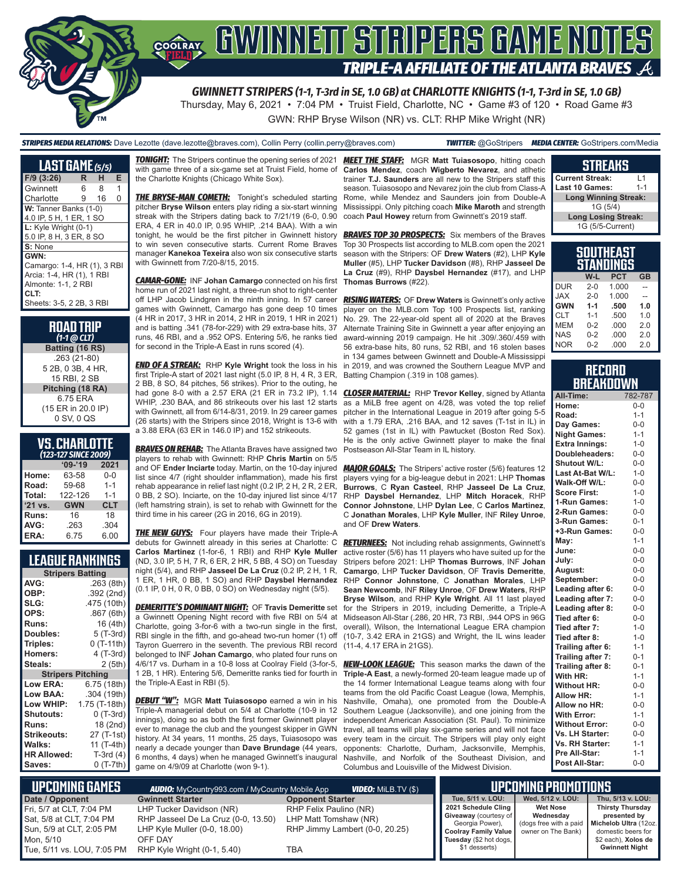# GWINNETT STRIPERS GAME NOTES

## TRIPLE-A AFFILIATE OF THE ATLANTA BRAVES

**GWINNETT STRIPERS (1-1, T-3rd in SE, 1.0 GB) at CHARLOTTE KNIGHTS (1-1, T-3rd in SE, 1.0 GB)**

Thursday, May 6, 2021 • 7:04 PM • Truist Field, Charlotte, NC • Game #3 of 120 • Road Game #3

GWN: RHP Bryse Wilson (NR) vs. CLT: RHP Mike Wright (NR)

**STRIPERS MEDIA RELATIONS:** Dave Lezotte (dave.lezotte@braves.com), Collin Perry (collin.perry@braves.com) **TWITTER:** @GoStripers **MEDIA CENTER:** GoStripers.com/Media

### LAST GAME (5/5)

| F/9 (3:26) | R | H | E |
|---|---|---|---|
| Gwinnett | 6 | 8 | 1 |
| Charlotte | 9 | 16 | 0 |

**W:** Tanner Banks (1-0)
4.0 IP, 5 H, 1 ER, 1 SO

**L:** Kyle Wright (0-1)
5.0 IP, 8 H, 3 ER, 8 SO

**S:** None

**GWN:**
Camargo: 1-4, HR (1), 3 RBI
Arcia: 1-4, HR (1), 1 RBI
Almonte: 1-1, 2 RBI

**CLT:**
Sheets: 3-5, 2 2B, 3 RBI

### ROAD TRIP
*(1-1 @ CLT)*

**Batting (16 RS)**
.263 (21-80)
5 2B, 0 3B, 4 HR,
15 RBI, 2 SB

**Pitching (18 RA)**
6.75 ERA
(15 ER in 20.0 IP)
0 SV, 0 QS

### VS. CHARLOTTE
*(123-127 SINCE 2009)*

| | '09-'19 | 2021 |
|---|---|---|
| Home: | 63-58 | 0-0 |
| Road: | 59-68 | 1-1 |
| Total: | 122-126 | 1-1 |
| '21 vs. | GWN | CLT |
| Runs: | 16 | 18 |
| AVG: | .263 | .304 |
| ERA: | 6.75 | 6.00 |

### LEAGUE RANKINGS

| Stripers Batting | |
|---|---|
| AVG: | .263 (8th) |
| OBP: | .392 (2nd) |
| SLG: | .475 (10th) |
| OPS: | .867 (6th) |
| Runs: | 16 (4th) |
| Doubles: | 5 (T-3rd) |
| Triples: | 0 (T-11th) |
| Homers: | 4 (T-3rd) |
| Steals: | 2 (5th) |
| **Stripers Pitching** | |
| Low ERA: | 6.75 (18th) |
| Low BAA: | .304 (19th) |
| Low WHIP: | 1.75 (T-18th) |
| Shutouts: | 0 (T-3rd) |
| Runs: | 18 (2nd) |
| Strikeouts: | 27 (T-1st) |
| Walks: | 11 (T-4th) |
| HR Allowed: | T-3rd (4) |
| Saves: | 0 (T-7th) |

**TONIGHT:** The Stripers continue the opening series of 2021 with game three of a six-game set at Truist Field, home of the Charlotte Knights (Chicago White Sox).

**THE BRYSE-MAN COMETH:** Tonight's scheduled starting pitcher **Bryse Wilson** enters play riding a six-start winning streak with the Stripers dating back to 7/21/19 (6-0, 0.90 ERA, 4 ER in 40.0 IP, 0.95 WHIP, .214 BAA). With a win tonight, he would be the first pitcher in Gwinnett history to win seven consecutive starts. Current Rome Braves manager **Kanekoa Texeira** also won six consecutive starts with Gwinnett from 7/20-8/15, 2015.

**CAMAR-GONE:** INF **Johan Camargo** connected on his first home run of 2021 last night, a three-run shot to right-center off LHP Jacob Lindgren in the ninth inning. In 57 career games with Gwinnett, Camargo has gone deep 10 times (4 HR in 2017, 3 HR in 2014, 2 HR in 2019, 1 HR in 2021) and is batting .341 (78-for-229) with 29 extra-base hits, 37 runs, 46 RBI, and a .952 OPS. Entering 5/6, he ranks tied for second in the Triple-A East in runs scored (4).

**END OF A STREAK:** RHP **Kyle Wright** took the loss in his first Triple-A start of 2021 last night (5.0 IP, 8 H, 4 R, 3 ER, 2 BB, 8 SO, 84 pitches, 56 strikes). Prior to the outing, he had gone 8-0 with a 2.57 ERA (21 ER in 73.2 IP), 1.14 WHIP, .230 BAA, and 86 strikeouts over his last 12 starts with Gwinnett, all from 6/14-8/31, 2019. In 29 career games (26 starts) with the Stripers since 2018, Wright is 13-6 with a 3.88 ERA (63 ER in 146.0 IP) and 152 strikeouts.

**BRAVES ON REHAB:** The Atlanta Braves have assigned two players to rehab with Gwinnett: RHP **Chris Martin** on 5/5 and OF **Ender Inciarte** today. Martin, on the 10-day injured list since 4/7 (right shoulder inflammation), made his first rehab appearance in relief last night (0.2 IP, 2 H, 2 R, 2 ER, 0 BB, 2 SO). Inciarte, on the 10-day injured list since 4/17 (left hamstring strain), is set to rehab with Gwinnett for the third time in his career (2G in 2016, 6G in 2019).

**THE NEW GUYS:** Four players have made their Triple-A debuts for Gwinnett already in this series at Charlotte: C **Carlos Martinez** (1-for-6, 1 RBI) and RHP **Kyle Muller** (ND, 3.0 IP, 5 H, 7 R, 6 ER, 2 HR, 5 BB, 4 SO) on Tuesday night (5/4), and RHP **Jasseel De La Cruz** (0.2 IP, 2 H, 1 R, 1 ER, 1 HR, 0 BB, 1 SO) and RHP **Daysbel Hernandez** (0.1 IP, 0 H, 0 R, 0 BB, 0 SO) on Wednesday night (5/5).

**DEMERITTE'S DOMINANT NIGHT:** OF **Travis Demeritte** set a Gwinnett Opening Night record with five RBI on 5/4 at Charlotte, going 3-for-6 with a two-run single in the first, RBI single in the fifth, and go-ahead two-run homer (1) off Tayron Guerrero in the seventh. The previous RBI record belonged to INF **Johan Camargo**, who plated four runs on 4/6/17 vs. Durham in a 10-8 loss at Coolray Field (3-for-5, 1 2B, 1 HR). Entering 5/6, Demeritte ranks tied for fourth in the Triple-A East in RBI (5).

**DEBUT "W":** MGR **Matt Tuiasosopo** earned a win in his Triple-A managerial debut on 5/4 at Charlotte (10-9 in 12 innings), doing so as both the first former Gwinnett player ever to manage the club and the youngest skipper in GWN history. At 34 years, 11 months, 25 days, Tuiasosopo was nearly a decade younger than **Dave Brundage** (44 years, 6 months, 4 days) when he managed Gwinnett's inaugural game on 4/9/09 at Charlotte (won 9-1).

**MEET THE STAFF:** MGR **Matt Tuiasosopo**, hitting coach **Carlos Mendez**, coach **Wigberto Nevarez**, and athletic trainer **T.J. Saunders** are all new to the Stripers staff this season. Tuiasosopo and Nevarez join the club from Class-A Rome, while Mendez and Saunders join from Double-A Mississippi. Only pitching coach **Mike Maroth** and strength coach **Paul Howey** return from Gwinnett's 2019 staff.

**BRAVES TOP 30 PROSPECTS:** Six members of the Braves Top 30 Prospects list according to MLB.com open the 2021 season with the Stripers: OF **Drew Waters** (#2), LHP **Kyle Muller** (#5), LHP **Tucker Davidson** (#8), RHP **Jasseel De La Cruz** (#9), RHP **Daysbel Hernandez** (#17), and LHP **Thomas Burrows** (#22).

**RISING WATERS:** OF **Drew Waters** is Gwinnett's only active player on the MLB.com Top 100 Prospects list, ranking No. 29. The 22-year-old spent all of 2020 at the Braves Alternate Training Site in Gwinnett a year after enjoying an award-winning 2019 campaign. He hit .309/.360/.459 with 56 extra-base hits, 80 runs, 52 RBI, and 16 stolen bases in 134 games between Gwinnett and Double-A Mississippi in 2019, and was crowned the Southern League MVP and Batting Champion (.319 in 108 games).

**CLOSER MATERIAL:** RHP **Trevor Kelley**, signed by Atlanta as a MiLB free agent on 4/28, was voted the top relief pitcher in the International League in 2019 after going 5-5 with a 1.79 ERA, .216 BAA, and 12 saves (T-1st in IL) in 52 games (1st in IL) with Pawtucket (Boston Red Sox). He is the only active Gwinnett player to make the final Postseason All-Star Team in IL history.

**MAJOR GOALS:** The Stripers' active roster (5/6) features 12 players vying for a big-league debut in 2021: LHP **Thomas Burrows**, C **Ryan Casteel**, RHP **Jasseel De La Cruz**, RHP **Daysbel Hernandez**, LHP **Mitch Horacek**, RHP **Connor Johnstone**, LHP **Dylan Lee**, C **Carlos Martinez**, C **Jonathan Morales**, LHP **Kyle Muller**, INF **Riley Unroe**, and OF **Drew Waters**.

**RETURNEES:** Not including rehab assignments, Gwinnett's active roster (5/6) has 11 players who have suited up for the Stripers before 2021: LHP **Thomas Burrows**, INF **Johan Camargo**, LHP **Tucker Davidson**, OF **Travis Demeritte**, RHP **Connor Johnstone**, C **Jonathan Morales**, LHP **Sean Newcomb**, INF **Riley Unroe**, OF **Drew Waters**, RHP **Bryse Wilson**, and RHP **Kyle Wright**. All 11 last played for the Stripers in 2019, including Demeritte, a Triple-A Midseason All-Star (.286, 20 HR, 73 RBI, .944 OPS in 96G overall), Wilson, the International League ERA champion (10-7, 3.42 ERA in 21GS) and Wright, the IL wins leader (11-4, 4.17 ERA in 21GS).

**NEW-LOOK LEAGUE:** This season marks the dawn of the **Triple-A East**, a newly-formed 20-team league made up of the 14 former International League teams along with four teams from the old Pacific Coast League (Iowa, Memphis, Nashville, Omaha), one promoted from the Double-A Southern League (Jacksonville), and one joining from the independent American Association (St. Paul). To minimize travel, all teams will play six-game series and will not face every team in the circuit. The Stripers will play only eight opponents: Charlotte, Durham, Jacksonville, Memphis, Nashville, and Norfolk of the Southeast Division, and Columbus and Louisville of the Midwest Division.

### STREAKS

| | |
|---|---|
| Current Streak: | L1 |
| Last 10 Games: | 1-1 |
| **Long Winning Streak:** | |
| 1G (5/4) | |
| **Long Losing Streak:** | |
| 1G (5/5-Current) | |

### SOUTHEAST STANDINGS

| | W-L | PCT | GB |
|---|---|---|---|
| DUR | 2-0 | 1.000 | -- |
| JAX | 2-0 | 1.000 | -- |
| **GWN** | **1-1** | **.500** | **1.0** |
| CLT | 1-1 | .500 | 1.0 |
| MEM | 0-2 | .000 | 2.0 |
| NAS | 0-2 | .000 | 2.0 |
| NOR | 0-2 | .000 | 2.0 |

### RECORD BREAKDOWN

| | |
|---|---|
| All-Time: | 782-787 |
| Home: | 0-0 |
| Road: | 1-1 |
| Day Games: | 0-0 |
| Night Games: | 1-1 |
| Extra Innings: | 1-0 |
| Doubleheaders: | 0-0 |
| Shutout W/L: | 0-0 |
| Last At-Bat W/L: | 1-0 |
| Walk-Off W/L: | 0-0 |
| Score First: | 1-0 |
| 1-Run Games: | 1-0 |
| 2-Run Games: | 0-0 |
| 3-Run Games: | 0-1 |
| +3-Run Games: | 0-0 |
| May: | 1-1 |
| June: | 0-0 |
| July: | 0-0 |
| August: | 0-0 |
| September: | 0-0 |
| Leading after 6: | 0-0 |
| Leading after 7: | 0-0 |
| Leading after 8: | 0-0 |
| Tied after 6: | 0-0 |
| Tied after 7: | 1-0 |
| Tied after 8: | 1-0 |
| Trailing after 6: | 1-1 |
| Trailing after 7: | 0-1 |
| Trailing after 8: | 0-1 |
| With HR: | 1-1 |
| Without HR: | 0-0 |
| Allow HR: | 1-1 |
| Allow no HR: | 0-0 |
| With Error: | 1-1 |
| Without Error: | 0-0 |
| Vs. LH Starter: | 0-0 |
| Vs. RH Starter: | 1-1 |
| Pre All-Star: | 1-1 |
| Post All-Star: | 0-0 |

### UPCOMING GAMES

**AUDIO:** MyCountry993.com / MyCountry Mobile App **VIDEO:** MiLB.TV ($)

| Date / Opponent | Gwinnett Starter | Opponent Starter |
|---|---|---|
| Fri, 5/7 at CLT, 7:04 PM | LHP Tucker Davidson (NR) | RHP Felix Paulino (NR) |
| Sat, 5/8 at CLT, 7:04 PM | RHP Jasseel De La Cruz (0-0, 13.50) | LHP Matt Tomshaw (NR) |
| Sun, 5/9 at CLT, 2:05 PM | LHP Kyle Muller (0-0, 18.00) | RHP Jimmy Lambert (0-0, 20.25) |
| Mon, 5/10 | OFF DAY | |
| Tue, 5/11 vs. LOU, 7:05 PM | RHP Kyle Wright (0-1, 5.40) | TBA |

### UPCOMING PROMOTIONS

| Tue, 5/11 v. LOU: | Wed, 5/12 v. LOU: | Thu, 5/13 v. LOU: |
|---|---|---|
| **2021 Schedule Cling Giveaway** (courtesy of Georgia Power), **Coolray Family Value Tuesday** ($2 hot dogs, $1 desserts) | **Wet Nose Wednesday** (dogs free with a paid owner on The Bank) | **Thirsty Thursday presented by Michelob Ultra** (12oz. domestic beers for $2 each), **Xolos de Gwinnett Night** |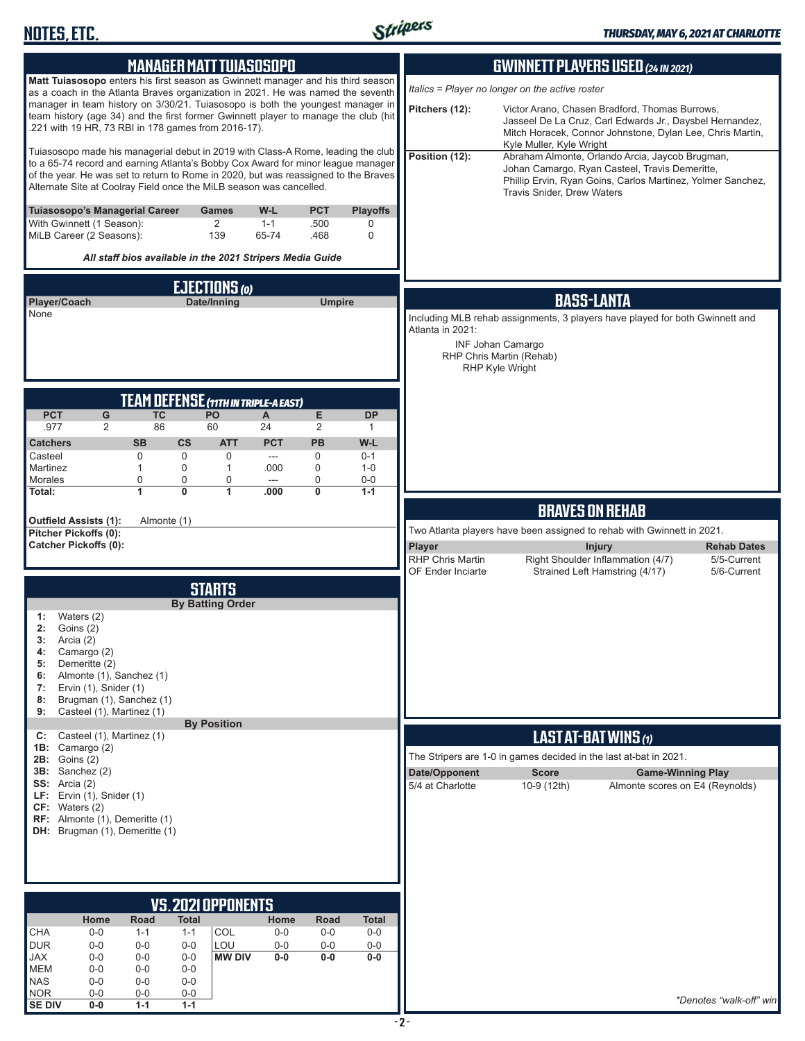# NOTES, ETC.

*THURSDAY, MAY 6, 2021 AT CHARLOTTE*

## MANAGER MATT TUIASOSOPO

**Matt Tuiasosopo** enters his first season as Gwinnett manager and his third season as a coach in the Atlanta Braves organization in 2021. He was named the seventh manager in team history on 3/30/21. Tuiasosopo is both the youngest manager in team history (age 34) and the first former Gwinnett player to manage the club (hit .221 with 19 HR, 73 RBI in 178 games from 2016-17).

Tuiasosopo made his managerial debut in 2019 with Class-A Rome, leading the club to a 65-74 record and earning Atlanta's Bobby Cox Award for minor league manager of the year. He was set to return to Rome in 2020, but was reassigned to the Braves Alternate Site at Coolray Field once the MiLB season was cancelled.

| Tuiasosopo's Managerial Career | Games | W-L | PCT | Playoffs |
|---|---|---|---|---|
| With Gwinnett (1 Season): | 2 | 1-1 | .500 | 0 |
| MiLB Career (2 Seasons): | 139 | 65-74 | .468 | 0 |

***All staff bios available in the 2021 Stripers Media Guide***

## EJECTIONS (0)

| Player/Coach | Date/Inning | Umpire |
|---|---|---|
| None | | |

## TEAM DEFENSE (11TH IN TRIPLE-A EAST)

| PCT | G | TC | PO | A | E | DP |
|---|---|---|---|---|---|---|
| .977 | 2 | 86 | 60 | 24 | 2 | 1 |

| Catchers | SB | CS | ATT | PCT | PB | W-L |
|---|---|---|---|---|---|---|
| Casteel | 0 | 0 | 0 | --- | 0 | 0-1 |
| Martinez | 1 | 0 | 1 | .000 | 0 | 1-0 |
| Morales | 0 | 0 | 0 | --- | 0 | 0-0 |
| **Total:** | **1** | **0** | **1** | **.000** | **0** | **1-1** |

**Outfield Assists (1):** Almonte (1)
**Pitcher Pickoffs (0):**
**Catcher Pickoffs (0):**

## STARTS

### By Batting Order

- **1:** Waters (2)
- **2:** Goins (2)
- **3:** Arcia (2)
- **4:** Camargo (2)
- **5:** Demeritte (2)
- **6:** Almonte (1), Sanchez (1)
- **7:** Ervin (1), Snider (1)
- **8:** Brugman (1), Sanchez (1)
- **9:** Casteel (1), Martinez (1)

### By Position

- **C:** Casteel (1), Martinez (1)
- **1B:** Camargo (2)
- **2B:** Goins (2)
- **3B:** Sanchez (2)
- **SS:** Arcia (2)
- **LF:** Ervin (1), Snider (1)
- **CF:** Waters (2)
- **RF:** Almonte (1), Demeritte (1)
- **DH:** Brugman (1), Demeritte (1)

## VS. 2021 OPPONENTS

| | Home | Road | Total | | Home | Road | Total |
|---|---|---|---|---|---|---|---|
| CHA | 0-0 | 1-1 | 1-1 | COL | 0-0 | 0-0 | 0-0 |
| DUR | 0-0 | 0-0 | 0-0 | LOU | 0-0 | 0-0 | 0-0 |
| JAX | 0-0 | 0-0 | 0-0 | **MW DIV** | **0-0** | **0-0** | **0-0** |
| MEM | 0-0 | 0-0 | 0-0 | | | | |
| NAS | 0-0 | 0-0 | 0-0 | | | | |
| NOR | 0-0 | 0-0 | 0-0 | | | | |
| **SE DIV** | **0-0** | **1-1** | **1-1** | | | | |

## GWINNETT PLAYERS USED (24 IN 2021)

*Italics = Player no longer on the active roster*

**Pitchers (12):** Victor Arano, Chasen Bradford, Thomas Burrows, Jasseel De La Cruz, Carl Edwards Jr., Daysbel Hernandez, Mitch Horacek, Connor Johnstone, Dylan Lee, Chris Martin, Kyle Muller, Kyle Wright

**Position (12):** Abraham Almonte, Orlando Arcia, Jaycob Brugman, Johan Camargo, Ryan Casteel, Travis Demeritte, Phillip Ervin, Ryan Goins, Carlos Martinez, Yolmer Sanchez, Travis Snider, Drew Waters

## BASS-LANTA

Including MLB rehab assignments, 3 players have played for both Gwinnett and Atlanta in 2021:

INF Johan Camargo
RHP Chris Martin (Rehab)
RHP Kyle Wright

## BRAVES ON REHAB

Two Atlanta players have been assigned to rehab with Gwinnett in 2021.

| Player | Injury | Rehab Dates |
|---|---|---|
| RHP Chris Martin | Right Shoulder Inflammation (4/7) | 5/5-Current |
| OF Ender Inciarte | Strained Left Hamstring (4/17) | 5/6-Current |

## LAST AT-BAT WINS (1)

The Stripers are 1-0 in games decided in the last at-bat in 2021.

| Date/Opponent | Score | Game-Winning Play |
|---|---|---|
| 5/4 at Charlotte | 10-9 (12th) | Almonte scores on E4 (Reynolds) |

*\*Denotes "walk-off" win*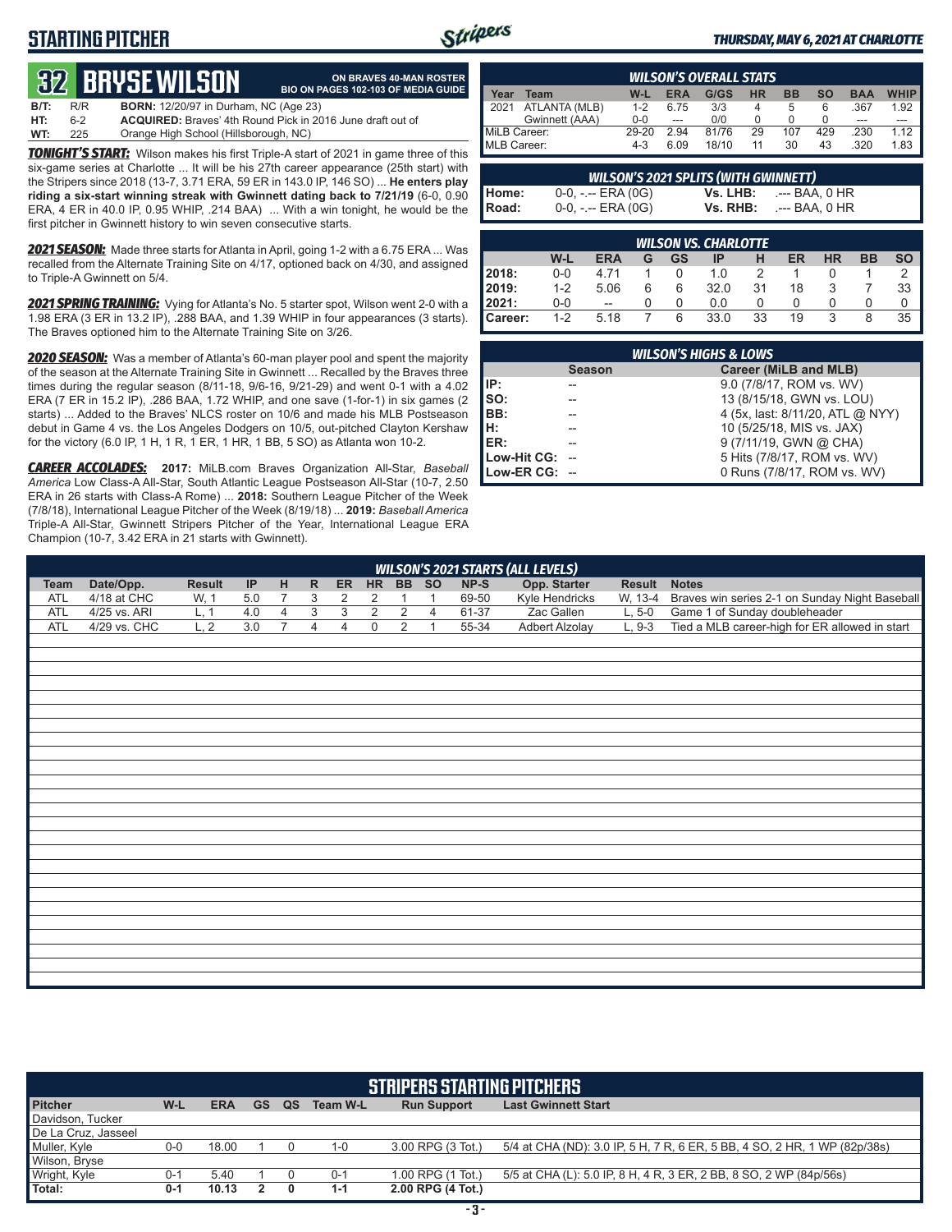# STARTING PITCHER

*THURSDAY, MAY 6, 2021 AT CHARLOTTE*

## 32 BRYSE WILSON

**ON BRAVES 40-MAN ROSTER**
**BIO ON PAGES 102-103 OF MEDIA GUIDE**

**B/T:** R/R **BORN:** 12/20/97 in Durham, NC (Age 23)
**HT:** 6-2 **ACQUIRED:** Braves' 4th Round Pick in 2016 June draft out of
**WT:** 225 Orange High School (Hillsborough, NC)

***TONIGHT'S START:*** Wilson makes his first Triple-A start of 2021 in game three of this six-game series at Charlotte ... It will be his 27th career appearance (25th start) with the Stripers since 2018 (13-7, 3.71 ERA, 59 ER in 143.0 IP, 146 SO) ... **He enters play riding a six-start winning streak with Gwinnett dating back to 7/21/19** (6-0, 0.90 ERA, 4 ER in 40.0 IP, 0.95 WHIP, .214 BAA) ... With a win tonight, he would be the first pitcher in Gwinnett history to win seven consecutive starts.

***2021 SEASON:*** Made three starts for Atlanta in April, going 1-2 with a 6.75 ERA ... Was recalled from the Alternate Training Site on 4/17, optioned back on 4/30, and assigned to Triple-A Gwinnett on 5/4.

***2021 SPRING TRAINING:*** Vying for Atlanta's No. 5 starter spot, Wilson went 2-0 with a 1.98 ERA (3 ER in 13.2 IP), .288 BAA, and 1.39 WHIP in four appearances (3 starts). The Braves optioned him to the Alternate Training Site on 3/26.

***2020 SEASON:*** Was a member of Atlanta's 60-man player pool and spent the majority of the season at the Alternate Training Site in Gwinnett ... Recalled by the Braves three times during the regular season (8/11-18, 9/6-16, 9/21-29) and went 0-1 with a 4.02 ERA (7 ER in 15.2 IP), .286 BAA, 1.72 WHIP, and one save (1-for-1) in six games (2 starts) ... Added to the Braves' NLCS roster on 10/6 and made his MLB Postseason debut in Game 4 vs. the Los Angeles Dodgers on 10/5, out-pitched Clayton Kershaw for the victory (6.0 IP, 1 H, 1 R, 1 ER, 1 HR, 1 BB, 5 SO) as Atlanta won 10-2.

***CAREER ACCOLADES:*** **2017:** MiLB.com Braves Organization All-Star, *Baseball America* Low Class-A All-Star, South Atlantic League Postseason All-Star (10-7, 2.50 ERA in 26 starts with Class-A Rome) ... **2018:** Southern League Pitcher of the Week (7/8/18), International League Pitcher of the Week (8/19/18) ... **2019:** *Baseball America* Triple-A All-Star, Gwinnett Stripers Pitcher of the Year, International League ERA Champion (10-7, 3.42 ERA in 21 starts with Gwinnett).

### WILSON'S OVERALL STATS

| Year | Team | W-L | ERA | G/GS | HR | BB | SO | BAA | WHIP |
|---|---|---|---|---|---|---|---|---|---|
| 2021 | ATLANTA (MLB) | 1-2 | 6.75 | 3/3 | 4 | 5 | 6 | .367 | 1.92 |
| | Gwinnett (AAA) | 0-0 | --- | 0/0 | 0 | 0 | 0 | --- | --- |
| MiLB Career: | | 29-20 | 2.94 | 81/76 | 29 | 107 | 429 | .230 | 1.12 |
| MLB Career: | | 4-3 | 6.09 | 18/10 | 11 | 30 | 43 | .320 | 1.83 |

### WILSON'S 2021 SPLITS (WITH GWINNETT)

| | | | |
|---|---|---|---|
| **Home:** | 0-0, -.-- ERA (0G) | **Vs. LHB:** | .--- BAA, 0 HR |
| **Road:** | 0-0, -.-- ERA (0G) | **Vs. RHB:** | .--- BAA, 0 HR |

### WILSON VS. CHARLOTTE

| | W-L | ERA | G | GS | IP | H | ER | HR | BB | SO |
|---|---|---|---|---|---|---|---|---|---|---|
| **2018:** | 0-0 | 4.71 | 1 | 0 | 1.0 | 2 | 1 | 0 | 1 | 2 |
| **2019:** | 1-2 | 5.06 | 6 | 6 | 32.0 | 31 | 18 | 3 | 7 | 33 |
| **2021:** | 0-0 | -- | 0 | 0 | 0.0 | 0 | 0 | 0 | 0 | 0 |
| **Career:** | 1-2 | 5.18 | 7 | 6 | 33.0 | 33 | 19 | 3 | 8 | 35 |

### WILSON'S HIGHS & LOWS

| | Season | Career (MiLB and MLB) |
|---|---|---|
| **IP:** | -- | 9.0 (7/8/17, ROM vs. WV) |
| **SO:** | -- | 13 (8/15/18, GWN vs. LOU) |
| **BB:** | -- | 4 (5x, last: 8/11/20, ATL @ NYY) |
| **H:** | -- | 10 (5/25/18, MIS vs. JAX) |
| **ER:** | -- | 9 (7/11/19, GWN @ CHA) |
| **Low-Hit CG:** | -- | 5 Hits (7/8/17, ROM vs. WV) |
| **Low-ER CG:** | -- | 0 Runs (7/8/17, ROM vs. WV) |

### WILSON'S 2021 STARTS (ALL LEVELS)

| Team | Date/Opp. | Result | IP | H | R | ER | HR | BB | SO | NP-S | Opp. Starter | Result | Notes |
|---|---|---|---|---|---|---|---|---|---|---|---|---|---|
| ATL | 4/18 at CHC | W, 1 | 5.0 | 7 | 3 | 2 | 2 | 1 | 1 | 69-50 | Kyle Hendricks | W, 13-4 | Braves win series 2-1 on Sunday Night Baseball |
| ATL | 4/25 vs. ARI | L, 1 | 4.0 | 4 | 3 | 3 | 2 | 2 | 4 | 61-37 | Zac Gallen | L, 5-0 | Game 1 of Sunday doubleheader |
| ATL | 4/29 vs. CHC | L, 2 | 3.0 | 7 | 4 | 4 | 0 | 2 | 1 | 55-34 | Adbert Alzolay | L, 9-3 | Tied a MLB career-high for ER allowed in start |

### STRIPERS STARTING PITCHERS

| Pitcher | W-L | ERA | GS | QS | Team W-L | Run Support | Last Gwinnett Start |
|---|---|---|---|---|---|---|---|
| Davidson, Tucker | | | | | | | |
| De La Cruz, Jasseel | | | | | | | |
| Muller, Kyle | 0-0 | 18.00 | 1 | 0 | 1-0 | 3.00 RPG (3 Tot.) | 5/4 at CHA (ND): 3.0 IP, 5 H, 7 R, 6 ER, 5 BB, 4 SO, 2 HR, 1 WP (82p/38s) |
| Wilson, Bryse | | | | | | | |
| Wright, Kyle | 0-1 | 5.40 | 1 | 0 | 0-1 | 1.00 RPG (1 Tot.) | 5/5 at CHA (L): 5.0 IP, 8 H, 4 R, 3 ER, 2 BB, 8 SO, 2 WP (84p/56s) |
| **Total:** | **0-1** | **10.13** | **2** | **0** | **1-1** | **2.00 RPG (4 Tot.)** | |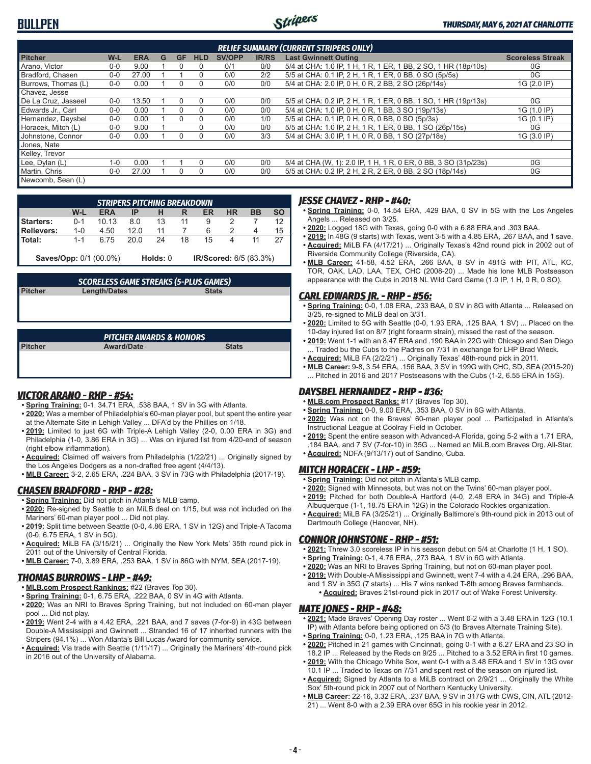# BULLPEN

*THURSDAY, MAY 6, 2021 AT CHARLOTTE*

| RELIEF SUMMARY (CURRENT STRIPERS ONLY) | | | | | | | | | |
|---|---|---|---|---|---|---|---|---|---|
| **Pitcher** | **W-L** | **ERA** | **G** | **GF** | **HLD** | **SV/OPP** | **IR/RS** | **Last Gwinnett Outing** | **Scoreless Streak** |
| Arano, Victor | 0-0 | 9.00 | 1 | 0 | 0 | 0/1 | 0/0 | 5/4 at CHA: 1.0 IP, 1 H, 1 R, 1 ER, 1 BB, 2 SO, 1 HR (18p/10s) | 0G |
| Bradford, Chasen | 0-0 | 27.00 | 1 | 1 | 0 | 0/0 | 2/2 | 5/5 at CHA: 0.1 IP, 2 H, 1 R, 1 ER, 0 BB, 0 SO (5p/5s) | 0G |
| Burrows, Thomas (L) | 0-0 | 0.00 | 1 | 0 | 0 | 0/0 | 0/0 | 5/4 at CHA: 2.0 IP, 0 H, 0 R, 2 BB, 2 SO (26p/14s) | 1G (2.0 IP) |
| Chavez, Jesse | | | | | | | | | |
| De La Cruz, Jasseel | 0-0 | 13.50 | 1 | 0 | 0 | 0/0 | 0/0 | 5/5 at CHA: 0.2 IP, 2 H, 1 R, 1 ER, 0 BB, 1 SO, 1 HR (19p/13s) | 0G |
| Edwards Jr., Carl | 0-0 | 0.00 | 1 | 0 | 0 | 0/0 | 0/0 | 5/4 at CHA: 1.0 IP, 0 H, 0 R, 1 BB, 3 SO (19p/13s) | 1G (1.0 IP) |
| Hernandez, Daysbel | 0-0 | 0.00 | 1 | 0 | 0 | 0/0 | 1/0 | 5/5 at CHA: 0.1 IP, 0 H, 0 R, 0 BB, 0 SO (5p/3s) | 1G (0.1 IP) |
| Horacek, Mitch (L) | 0-0 | 9.00 | 1 | | 0 | 0/0 | 0/0 | 5/5 at CHA: 1.0 IP, 2 H, 1 R, 1 ER, 0 BB, 1 SO (26p/15s) | 0G |
| Johnstone, Connor | 0-0 | 0.00 | 1 | 0 | 0 | 0/0 | 3/3 | 5/4 at CHA: 3.0 IP, 1 H, 0 R, 0 BB, 1 SO (27p/18s) | 1G (3.0 IP) |
| Jones, Nate | | | | | | | | | |
| Kelley, Trevor | | | | | | | | | |
| Lee, Dylan (L) | 1-0 | 0.00 | 1 | 1 | 0 | 0/0 | 0/0 | 5/4 at CHA (W, 1): 2.0 IP, 1 H, 1 R, 0 ER, 0 BB, 3 SO (31p/23s) | 0G |
| Martin, Chris | 0-0 | 27.00 | 1 | 0 | 0 | 0/0 | 0/0 | 5/5 at CHA: 0.2 IP, 2 H, 2 R, 2 ER, 0 BB, 2 SO (18p/14s) | 0G |
| Newcomb, Sean (L) | | | | | | | | | |

| STRIPERS PITCHING BREAKDOWN | | | | | | | | | |
|---|---|---|---|---|---|---|---|---|---|
| | **W-L** | **ERA** | **IP** | **H** | **R** | **ER** | **HR** | **BB** | **SO** |
| **Starters:** | 0-1 | 10.13 | 8.0 | 13 | 11 | 9 | 2 | 7 | 12 |
| **Relievers:** | 1-0 | 4.50 | 12.0 | 11 | 7 | 6 | 2 | 4 | 15 |
| **Total:** | 1-1 | 6.75 | 20.0 | 24 | 18 | 15 | 4 | 11 | 27 |
| **Saves/Opp:** 0/1 (00.0%) | | | | **Holds:** 0 | | | **IR/Scored:** 6/5 (83.3%) | | |

| SCORELESS GAME STREAKS (5-PLUS GAMES) | | |
|---|---|---|
| **Pitcher** | **Length/Dates** | **Stats** |

| PITCHER AWARDS & HONORS | | |
|---|---|---|
| **Pitcher** | **Award/Date** | **Stats** |

## VICTOR ARANO - RHP - #54:

- **Spring Training:** 0-1, 34.71 ERA, .538 BAA, 1 SV in 3G with Atlanta.
- **2020:** Was a member of Philadelphia's 60-man player pool, but spent the entire year at the Alternate Site in Lehigh Valley ... DFA'd by the Phillies on 1/18.
- **2019:** Limited to just 6G with Triple-A Lehigh Valley (2-0, 0.00 ERA in 3G) and Philadelphia (1-0, 3.86 ERA in 3G) ... Was on injured list from 4/20-end of season (right elbow inflammation).
- **Acquired:** Claimed off waivers from Philadelphia (1/22/21) ... Originally signed by the Los Angeles Dodgers as a non-drafted free agent (4/4/13).
- **MLB Career:** 3-2, 2.65 ERA, .224 BAA, 3 SV in 73G with Philadelphia (2017-19).

## CHASEN BRADFORD - RHP - #28:

- **Spring Training:** Did not pitch in Atlanta's MLB camp.
- **2020:** Re-signed by Seattle to an MiLB deal on 1/15, but was not included on the Mariners' 60-man player pool ... Did not play.
- **2019:** Split time between Seattle (0-0, 4.86 ERA, 1 SV in 12G) and Triple-A Tacoma (0-0, 6.75 ERA, 1 SV in 5G).
- **Acquired:** MiLB FA (3/15/21) ... Originally the New York Mets' 35th round pick in 2011 out of the University of Central Florida.
- **MLB Career:** 7-0, 3.89 ERA, .253 BAA, 1 SV in 86G with NYM, SEA (2017-19).

## THOMAS BURROWS - LHP - #49:

- **MLB.com Prospect Rankings:** #22 (Braves Top 30).
- **Spring Training:** 0-1, 6.75 ERA, .222 BAA, 0 SV in 4G with Atlanta.
- **2020:** Was an NRI to Braves Spring Training, but not included on 60-man player pool ... Did not play.
- **2019:** Went 2-4 with a 4.42 ERA, .221 BAA, and 7 saves (7-for-9) in 43G between Double-A Mississippi and Gwinnett ... Stranded 16 of 17 inherited runners with the Stripers (94.1%) ... Won Atlanta's Bill Lucas Award for community service.
- **Acquired:** Via trade with Seattle (1/11/17) ... Originally the Mariners' 4th-round pick in 2016 out of the University of Alabama.

## JESSE CHAVEZ - RHP - #40:

- **Spring Training:** 0-0, 14.54 ERA, .429 BAA, 0 SV in 5G with the Los Angeles Angels ... Released on 3/25.
- **2020:** Logged 18G with Texas, going 0-0 with a 6.88 ERA and .303 BAA.
- **2019:** In 48G (9 starts) with Texas, went 3-5 with a 4.85 ERA, .267 BAA, and 1 save.
- **Acquired:** MiLB FA (4/17/21) ... Originally Texas's 42nd round pick in 2002 out of Riverside Community College (Riverside, CA).
- **MLB Career:** 41-58, 4.52 ERA, .266 BAA, 8 SV in 481G with PIT, ATL, KC, TOR, OAK, LAD, LAA, TEX, CHC (2008-20) ... Made his lone MLB Postseason appearance with the Cubs in 2018 NL Wild Card Game (1.0 IP, 1 H, 0 R, 0 SO).

## CARL EDWARDS JR. - RHP - #56:

- **Spring Training:** 0-0, 1.08 ERA, .233 BAA, 0 SV in 8G with Atlanta ... Released on 3/25, re-signed to MiLB deal on 3/31.
- **2020:** Limited to 5G with Seattle (0-0, 1.93 ERA, .125 BAA, 1 SV) ... Placed on the 10-day injured list on 8/7 (right forearm strain), missed the rest of the season.
- **2019:** Went 1-1 with an 8.47 ERA and .190 BAA in 22G with Chicago and San Diego ... Traded bu the Cubs to the Padres on 7/31 in exchange for LHP Brad Wieck.
- **Acquired:** MiLB FA (2/2/21) ... Originally Texas' 48th-round pick in 2011.
- **MLB Career:** 9-8, 3.54 ERA, .156 BAA, 3 SV in 199G with CHC, SD, SEA (2015-20) ... Pitched in 2016 and 2017 Postseasons with the Cubs (1-2, 6.55 ERA in 15G).

## DAYSBEL HERNANDEZ - RHP - #36:

- **MLB.com Prospect Ranks:** #17 (Braves Top 30).
- **Spring Training:** 0-0, 9.00 ERA, .353 BAA, 0 SV in 6G with Atlanta.
- **2020:** Was not on the Braves' 60-man player pool ... Participated in Atlanta's Instructional League at Coolray Field in October.
- **2019:** Spent the entire season with Advanced-A Florida, going 5-2 with a 1.71 ERA, .184 BAA, and 7 SV (7-for-10) in 35G ... Named an MiLB.com Braves Org. All-Star.
- **Acquired:** NDFA (9/13/17) out of Sandino, Cuba.

## MITCH HORACEK - LHP - #59:

- **Spring Training:** Did not pitch in Atlanta's MLB camp.
- **2020:** Signed with Minnesota, but was not on the Twins' 60-man player pool.
- **2019:** Pitched for both Double-A Hartford (4-0, 2.48 ERA in 34G) and Triple-A Albuquerque (1-1, 18.75 ERA in 12G) in the Colorado Rockies organization.
- **Acquired:** MiLB FA (3/25/21) ... Originally Baltimore's 9th-round pick in 2013 out of Dartmouth College (Hanover, NH).

## CONNOR JOHNSTONE - RHP - #51:

- **2021:** Threw 3.0 scoreless IP in his season debut on 5/4 at Charlotte (1 H, 1 SO).
- **Spring Training:** 0-1, 4.76 ERA, .273 BAA, 1 SV in 6G with Atlanta.
- **2020:** Was an NRI to Braves Spring Training, but not on 60-man player pool.
- **2019:** With Double-A Mississippi and Gwinnett, went 7-4 with a 4.24 ERA, .296 BAA, and 1 SV in 35G (7 starts) ... His 7 wins ranked T-8th among Braves farmhands.
- **Acquired:** Braves 21st-round pick in 2017 out of Wake Forest University.

## NATE JONES - RHP - #48:

- **2021:** Made Braves' Opening Day roster ... Went 0-2 with a 3.48 ERA in 12G (10.1 IP) with Atlanta before being optioned on 5/3 (to Braves Alternate Training Site).
- **Spring Training:** 0-0, 1.23 ERA, .125 BAA in 7G with Atlanta.
- **2020:** Pitched in 21 games with Cincinnati, going 0-1 with a 6.27 ERA and 23 SO in 18.2 IP ... Released by the Reds on 9/25 ... Pitched to a 3.52 ERA in first 10 games.
- **2019:** With the Chicago White Sox, went 0-1 with a 3.48 ERA and 1 SV in 13G over 10.1 IP ... Traded to Texas on 7/31 and spent rest of the season on injured list.
- **Acquired:** Signed by Atlanta to a MiLB contract on 2/9/21 ... Originally the White Sox' 5th-round pick in 2007 out of Northern Kentucky University.
- **MLB Career:** 22-16, 3.32 ERA, .237 BAA, 9 SV in 317G with CWS, CIN, ATL (2012-21) ... Went 8-0 with a 2.39 ERA over 65G in his rookie year in 2012.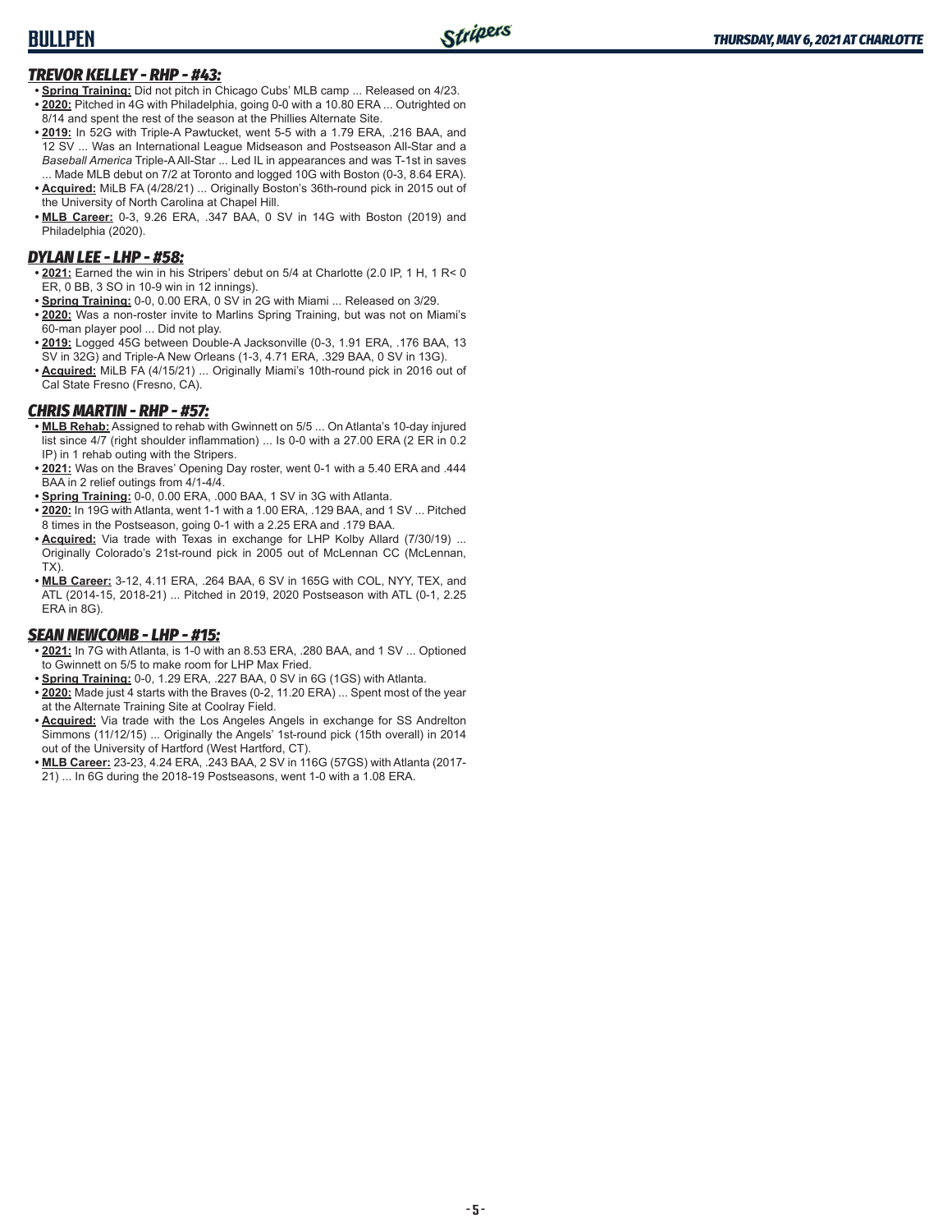## TREVOR KELLEY - RHP - #43:

- **Spring Training:** Did not pitch in Chicago Cubs' MLB camp ... Released on 4/23.
- **2020:** Pitched in 4G with Philadelphia, going 0-0 with a 10.80 ERA ... Outrighted on 8/14 and spent the rest of the season at the Phillies Alternate Site.
- **2019:** In 52G with Triple-A Pawtucket, went 5-5 with a 1.79 ERA, .216 BAA, and 12 SV ... Was an International League Midseason and Postseason All-Star and a *Baseball America* Triple-A All-Star ... Led IL in appearances and was T-1st in saves ... Made MLB debut on 7/2 at Toronto and logged 10G with Boston (0-3, 8.64 ERA).
- **Acquired:** MiLB FA (4/28/21) ... Originally Boston's 36th-round pick in 2015 out of the University of North Carolina at Chapel Hill.
- **MLB Career:** 0-3, 9.26 ERA, .347 BAA, 0 SV in 14G with Boston (2019) and Philadelphia (2020).

## DYLAN LEE - LHP - #58:

- **2021:** Earned the win in his Stripers' debut on 5/4 at Charlotte (2.0 IP, 1 H, 1 R< 0 ER, 0 BB, 3 SO in 10-9 win in 12 innings).
- **Spring Training:** 0-0, 0.00 ERA, 0 SV in 2G with Miami ... Released on 3/29.
- **2020:** Was a non-roster invite to Marlins Spring Training, but was not on Miami's 60-man player pool ... Did not play.
- **2019:** Logged 45G between Double-A Jacksonville (0-3, 1.91 ERA, .176 BAA, 13 SV in 32G) and Triple-A New Orleans (1-3, 4.71 ERA, .329 BAA, 0 SV in 13G).
- **Acquired:** MiLB FA (4/15/21) ... Originally Miami's 10th-round pick in 2016 out of Cal State Fresno (Fresno, CA).

## CHRIS MARTIN - RHP - #57:

- **MLB Rehab:** Assigned to rehab with Gwinnett on 5/5 ... On Atlanta's 10-day injured list since 4/7 (right shoulder inflammation) ... Is 0-0 with a 27.00 ERA (2 ER in 0.2 IP) in 1 rehab outing with the Stripers.
- **2021:** Was on the Braves' Opening Day roster, went 0-1 with a 5.40 ERA and .444 BAA in 2 relief outings from 4/1-4/4.
- **Spring Training:** 0-0, 0.00 ERA, .000 BAA, 1 SV in 3G with Atlanta.
- **2020:** In 19G with Atlanta, went 1-1 with a 1.00 ERA, .129 BAA, and 1 SV ... Pitched 8 times in the Postseason, going 0-1 with a 2.25 ERA and .179 BAA.
- **Acquired:** Via trade with Texas in exchange for LHP Kolby Allard (7/30/19) ... Originally Colorado's 21st-round pick in 2005 out of McLennan CC (McLennan, TX).
- **MLB Career:** 3-12, 4.11 ERA, .264 BAA, 6 SV in 165G with COL, NYY, TEX, and ATL (2014-15, 2018-21) ... Pitched in 2019, 2020 Postseason with ATL (0-1, 2.25 ERA in 8G).

## SEAN NEWCOMB - LHP - #15:

- **2021:** In 7G with Atlanta, is 1-0 with an 8.53 ERA, .280 BAA, and 1 SV ... Optioned to Gwinnett on 5/5 to make room for LHP Max Fried.
- **Spring Training:** 0-0, 1.29 ERA, .227 BAA, 0 SV in 6G (1GS) with Atlanta.
- **2020:** Made just 4 starts with the Braves (0-2, 11.20 ERA) ... Spent most of the year at the Alternate Training Site at Coolray Field.
- **Acquired:** Via trade with the Los Angeles Angels in exchange for SS Andrelton Simmons (11/12/15) ... Originally the Angels' 1st-round pick (15th overall) in 2014 out of the University of Hartford (West Hartford, CT).
- **MLB Career:** 23-23, 4.24 ERA, .243 BAA, 2 SV in 116G (57GS) with Atlanta (2017-21) ... In 6G during the 2018-19 Postseasons, went 1-0 with a 1.08 ERA.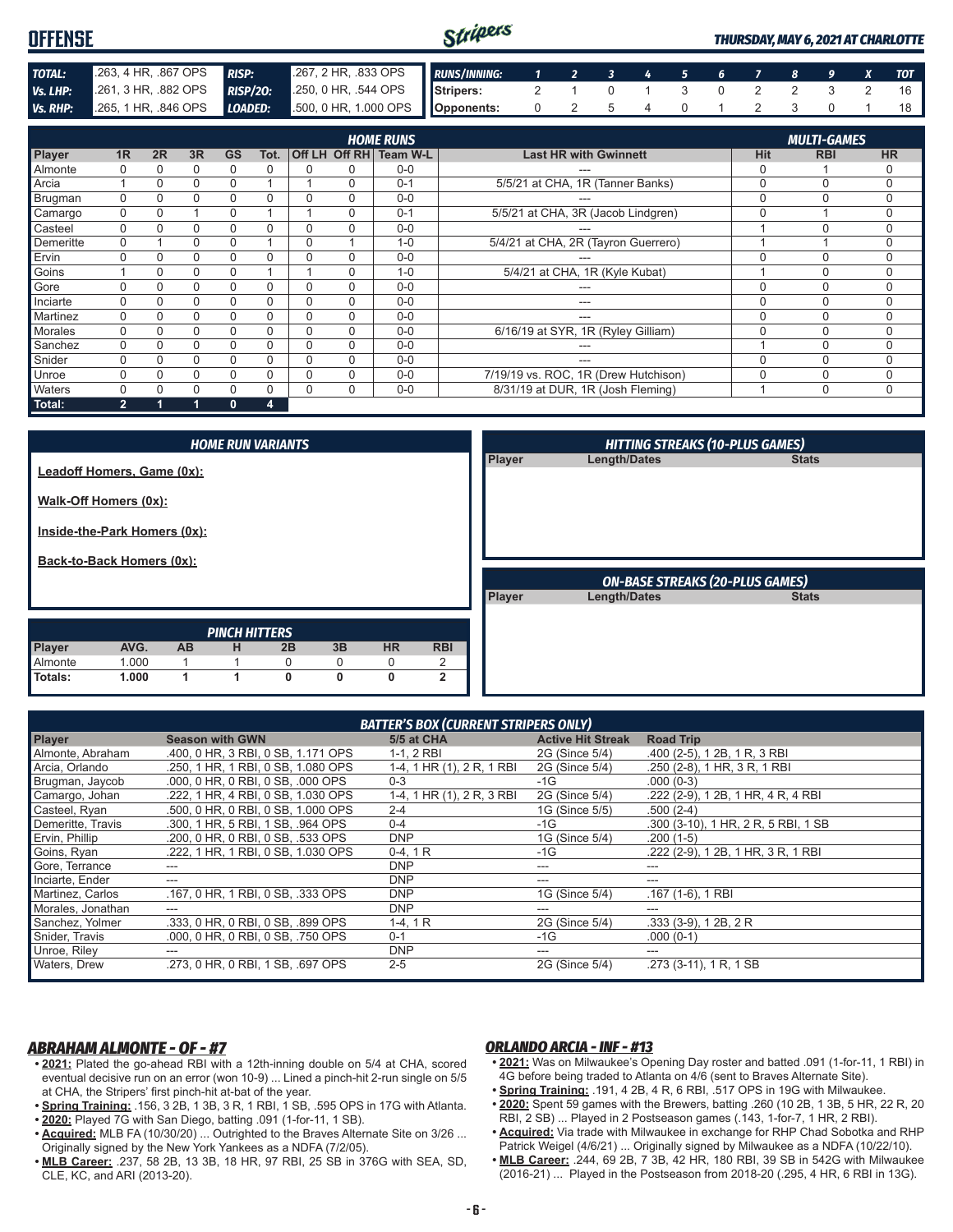# OFFENSE

*THURSDAY, MAY 6, 2021 AT CHARLOTTE*

| | | | |
|---|---|---|---|
| TOTAL: | .263, 4 HR, .867 OPS | RISP: | .267, 2 HR, .833 OPS |
| Vs. LHP: | .261, 3 HR, .882 OPS | RISP/2O: | .250, 0 HR, .544 OPS |
| Vs. RHP: | .265, 1 HR, .846 OPS | LOADED: | .500, 0 HR, 1.000 OPS |

| RUNS/INNING: | 1 | 2 | 3 | 4 | 5 | 6 | 7 | 8 | 9 | X | TOT |
|---|---|---|---|---|---|---|---|---|---|---|---|
| Stripers: | 2 | 1 | 0 | 1 | 3 | 0 | 2 | 2 | 3 | 2 | 16 |
| Opponents: | 0 | 2 | 5 | 4 | 0 | 1 | 2 | 3 | 0 | 1 | 18 |

| | HOME RUNS | | | | | | | | | MULTI-GAMES | | |
|---|---|---|---|---|---|---|---|---|---|---|---|---|
| Player | 1R | 2R | 3R | GS | Tot. | Off LH | Off RH | Team W-L | Last HR with Gwinnett | Hit | RBI | HR |
| Almonte | 0 | 0 | 0 | 0 | 0 | 0 | 0 | 0-0 | --- | 0 | 1 | 0 |
| Arcia | 1 | 0 | 0 | 0 | 1 | 1 | 0 | 0-1 | 5/5/21 at CHA, 1R (Tanner Banks) | 0 | 0 | 0 |
| Brugman | 0 | 0 | 0 | 0 | 0 | 0 | 0 | 0-0 | --- | 0 | 0 | 0 |
| Camargo | 0 | 0 | 1 | 0 | 1 | 1 | 0 | 0-1 | 5/5/21 at CHA, 3R (Jacob Lindgren) | 0 | 1 | 0 |
| Casteel | 0 | 0 | 0 | 0 | 0 | 0 | 0 | 0-0 | --- | 1 | 0 | 0 |
| Demeritte | 0 | 1 | 0 | 0 | 1 | 0 | 1 | 1-0 | 5/4/21 at CHA, 2R (Tayron Guerrero) | 1 | 1 | 0 |
| Ervin | 0 | 0 | 0 | 0 | 0 | 0 | 0 | 0-0 | --- | 0 | 0 | 0 |
| Goins | 1 | 0 | 0 | 0 | 1 | 1 | 0 | 1-0 | 5/4/21 at CHA, 1R (Kyle Kubat) | 1 | 0 | 0 |
| Gore | 0 | 0 | 0 | 0 | 0 | 0 | 0 | 0-0 | --- | 0 | 0 | 0 |
| Inciarte | 0 | 0 | 0 | 0 | 0 | 0 | 0 | 0-0 | --- | 0 | 0 | 0 |
| Martinez | 0 | 0 | 0 | 0 | 0 | 0 | 0 | 0-0 | --- | 0 | 0 | 0 |
| Morales | 0 | 0 | 0 | 0 | 0 | 0 | 0 | 0-0 | 6/16/19 at SYR, 1R (Ryley Gilliam) | 0 | 0 | 0 |
| Sanchez | 0 | 0 | 0 | 0 | 0 | 0 | 0 | 0-0 | --- | 1 | 0 | 0 |
| Snider | 0 | 0 | 0 | 0 | 0 | 0 | 0 | 0-0 | --- | 0 | 0 | 0 |
| Unroe | 0 | 0 | 0 | 0 | 0 | 0 | 0 | 0-0 | 7/19/19 vs. ROC, 1R (Drew Hutchison) | 0 | 0 | 0 |
| Waters | 0 | 0 | 0 | 0 | 0 | 0 | 0 | 0-0 | 8/31/19 at DUR, 1R (Josh Fleming) | 1 | 0 | 0 |
| Total: | 2 | 1 | 1 | 0 | 4 | | | | | | | |

## HOME RUN VARIANTS

**Leadoff Homers, Game (0x):**

**Walk-Off Homers (0x):**

**Inside-the-Park Homers (0x):**

**Back-to-Back Homers (0x):**

## HITTING STREAKS (10-PLUS GAMES)

| Player | Length/Dates | Stats |
|---|---|---|

## ON-BASE STREAKS (20-PLUS GAMES)

| Player | Length/Dates | Stats |
|---|---|---|

## PINCH HITTERS

| Player | AVG. | AB | H | 2B | 3B | HR | RBI |
|---|---|---|---|---|---|---|---|
| Almonte | 1.000 | 1 | 1 | 0 | 0 | 0 | 2 |
| Totals: | 1.000 | 1 | 1 | 0 | 0 | 0 | 2 |

## BATTER'S BOX (CURRENT STRIPERS ONLY)

| Player | Season with GWN | 5/5 at CHA | Active Hit Streak | Road Trip |
|---|---|---|---|---|
| Almonte, Abraham | .400, 0 HR, 3 RBI, 0 SB, 1.171 OPS | 1-1, 2 RBI | 2G (Since 5/4) | .400 (2-5), 1 2B, 1 R, 3 RBI |
| Arcia, Orlando | .250, 1 HR, 1 RBI, 0 SB, 1.080 OPS | 1-4, 1 HR (1), 2 R, 1 RBI | 2G (Since 5/4) | .250 (2-8), 1 HR, 3 R, 1 RBI |
| Brugman, Jaycob | .000, 0 HR, 0 RBI, 0 SB, .000 OPS | 0-3 | -1G | .000 (0-3) |
| Camargo, Johan | .222, 1 HR, 4 RBI, 0 SB, 1.030 OPS | 1-4, 1 HR (1), 2 R, 3 RBI | 2G (Since 5/4) | .222 (2-9), 1 2B, 1 HR, 4 R, 4 RBI |
| Casteel, Ryan | .500, 0 HR, 0 RBI, 0 SB, 1.000 OPS | 2-4 | 1G (Since 5/5) | .500 (2-4) |
| Demeritte, Travis | .300, 1 HR, 5 RBI, 1 SB, .964 OPS | 0-4 | -1G | .300 (3-10), 1 HR, 2 R, 5 RBI, 1 SB |
| Ervin, Phillip | .200, 0 HR, 0 RBI, 0 SB, .533 OPS | DNP | 1G (Since 5/4) | .200 (1-5) |
| Goins, Ryan | .222, 1 HR, 1 RBI, 0 SB, 1.030 OPS | 0-4, 1 R | -1G | .222 (2-9), 1 2B, 1 HR, 3 R, 1 RBI |
| Gore, Terrance | --- | DNP | --- | --- |
| Inciarte, Ender | --- | DNP | --- | --- |
| Martinez, Carlos | .167, 0 HR, 1 RBI, 0 SB, .333 OPS | DNP | 1G (Since 5/4) | .167 (1-6), 1 RBI |
| Morales, Jonathan | --- | DNP | --- | --- |
| Sanchez, Yolmer | .333, 0 HR, 0 RBI, 0 SB, .899 OPS | 1-4, 1 R | 2G (Since 5/4) | .333 (3-9), 1 2B, 2 R |
| Snider, Travis | .000, 0 HR, 0 RBI, 0 SB, .750 OPS | 0-1 | -1G | .000 (0-1) |
| Unroe, Riley | --- | DNP | --- | --- |
| Waters, Drew | .273, 0 HR, 0 RBI, 1 SB, .697 OPS | 2-5 | 2G (Since 5/4) | .273 (3-11), 1 R, 1 SB |

## ABRAHAM ALMONTE - OF - #7

- **2021:** Plated the go-ahead RBI with a 12th-inning double on 5/4 at CHA, scored eventual decisive run on an error (won 10-9) ... Lined a pinch-hit 2-run single on 5/5 at CHA, the Stripers' first pinch-hit at-bat of the year.
- **Spring Training:** .156, 3 2B, 1 3B, 3 R, 1 RBI, 1 SB, .595 OPS in 17G with Atlanta.
- **2020:** Played 7G with San Diego, batting .091 (1-for-11, 1 SB).
- **Acquired:** MLB FA (10/30/20) ... Outrighted to the Braves Alternate Site on 3/26 ... Originally signed by the New York Yankees as a NDFA (7/2/05).
- **MLB Career:** .237, 58 2B, 13 3B, 18 HR, 97 RBI, 25 SB in 376G with SEA, SD, CLE, KC, and ARI (2013-20).

## ORLANDO ARCIA - INF - #13

- **2021:** Was on Milwaukee's Opening Day roster and batted .091 (1-for-11, 1 RBI) in 4G before being traded to Atlanta on 4/6 (sent to Braves Alternate Site).
- **Spring Training:** .191, 4 2B, 4 R, 6 RBI, .517 OPS in 19G with Milwaukee.
- **2020:** Spent 59 games with the Brewers, batting .260 (10 2B, 1 3B, 5 HR, 22 R, 20 RBI, 2 SB) ... Played in 2 Postseason games (.143, 1-for-7, 1 HR, 2 RBI).
- **Acquired:** Via trade with Milwaukee in exchange for RHP Chad Sobotka and RHP Patrick Weigel (4/6/21) ... Originally signed by Milwaukee as a NDFA (10/22/10).
- **MLB Career:** .244, 69 2B, 7 3B, 42 HR, 180 RBI, 39 SB in 542G with Milwaukee (2016-21) ... Played in the Postseason from 2018-20 (.295, 4 HR, 6 RBI in 13G).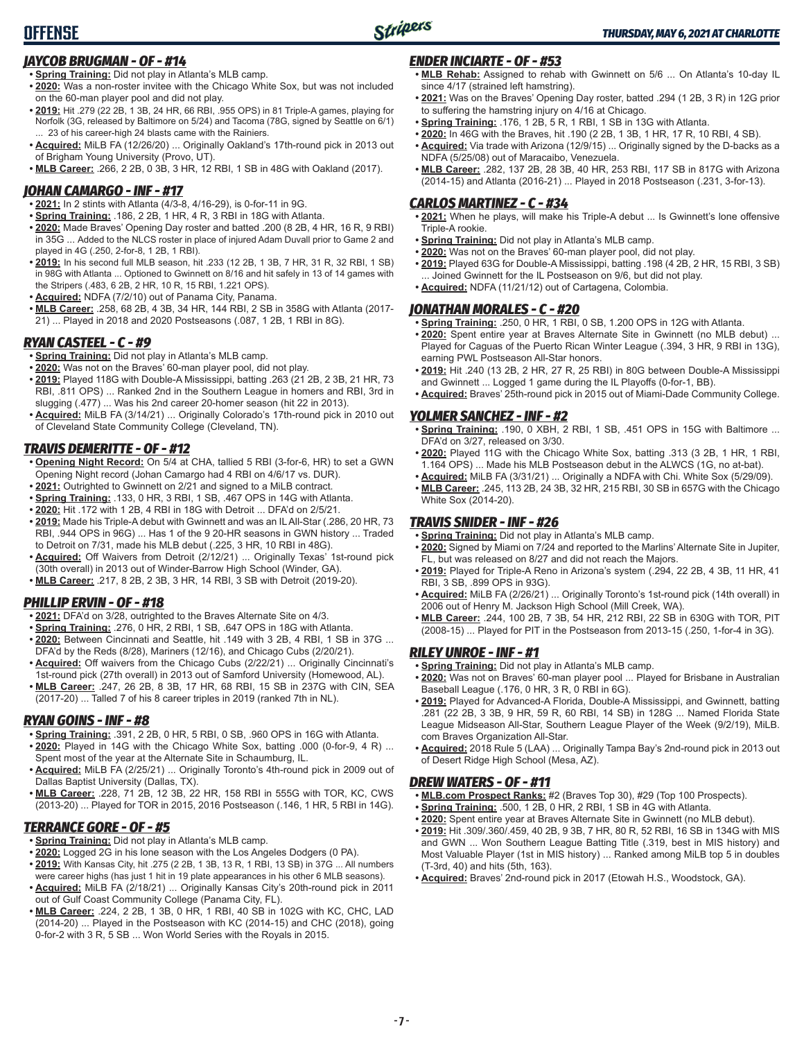# OFFENSE

### JAYCOB BRUGMAN - OF - #14

- **Spring Training:** Did not play in Atlanta's MLB camp.
- **2020:** Was a non-roster invitee with the Chicago White Sox, but was not included on the 60-man player pool and did not play.
- **2019:** Hit .279 (22 2B, 1 3B, 24 HR, 66 RBI, .955 OPS) in 81 Triple-A games, playing for Norfolk (3G, released by Baltimore on 5/24) and Tacoma (78G, signed by Seattle on 6/1) ... 23 of his career-high 24 blasts came with the Rainiers.
- **Acquired:** MiLB FA (12/26/20) ... Originally Oakland's 17th-round pick in 2013 out of Brigham Young University (Provo, UT).
- **MLB Career:** .266, 2 2B, 0 3B, 3 HR, 12 RBI, 1 SB in 48G with Oakland (2017).

### JOHAN CAMARGO - INF - #17

- **2021:** In 2 stints with Atlanta (4/3-8, 4/16-29), is 0-for-11 in 9G.
- **Spring Training:** .186, 2 2B, 1 HR, 4 R, 3 RBI in 18G with Atlanta.
- **2020:** Made Braves' Opening Day roster and batted .200 (8 2B, 4 HR, 16 R, 9 RBI) in 35G ... Added to the NLCS roster in place of injured Adam Duvall prior to Game 2 and played in 4G (.250, 2-for-8, 1 2B, 1 RBI).
- **2019:** In his second full MLB season, hit .233 (12 2B, 1 3B, 7 HR, 31 R, 32 RBI, 1 SB) in 98G with Atlanta ... Optioned to Gwinnett on 8/16 and hit safely in 13 of 14 games with the Stripers (.483, 6 2B, 2 HR, 10 R, 15 RBI, 1.221 OPS).
- **Acquired:** NDFA (7/2/10) out of Panama City, Panama.
- **MLB Career:** .258, 68 2B, 4 3B, 34 HR, 144 RBI, 2 SB in 358G with Atlanta (2017-21) ... Played in 2018 and 2020 Postseasons (.087, 1 2B, 1 RBI in 8G).

### RYAN CASTEEL - C - #9

- **Spring Training:** Did not play in Atlanta's MLB camp.
- **2020:** Was not on the Braves' 60-man player pool, did not play.
- **2019:** Played 118G with Double-A Mississippi, batting .263 (21 2B, 2 3B, 21 HR, 73 RBI, .811 OPS) ... Ranked 2nd in the Southern League in homers and RBI, 3rd in slugging (.477) ... Was his 2nd career 20-homer season (hit 22 in 2013).
- **Acquired:** MiLB FA (3/14/21) ... Originally Colorado's 17th-round pick in 2010 out of Cleveland State Community College (Cleveland, TN).

### TRAVIS DEMERITTE - OF - #12

- **Opening Night Record:** On 5/4 at CHA, tallied 5 RBI (3-for-6, HR) to set a GWN Opening Night record (Johan Camargo had 4 RBI on 4/6/17 vs. DUR).
- **2021:** Outrighted to Gwinnett on 2/21 and signed to a MiLB contract.
- **Spring Training:** .133, 0 HR, 3 RBI, 1 SB, .467 OPS in 14G with Atlanta.
- **2020:** Hit .172 with 1 2B, 4 RBI in 18G with Detroit ... DFA'd on 2/5/21.
- **2019:** Made his Triple-A debut with Gwinnett and was an IL All-Star (.286, 20 HR, 73 RBI, .944 OPS in 96G) ... Has 1 of the 9 20-HR seasons in GWN history ... Traded to Detroit on 7/31, made his MLB debut (.225, 3 HR, 10 RBI in 48G).
- **Acquired:** Off Waivers from Detroit (2/12/21) ... Originally Texas' 1st-round pick (30th overall) in 2013 out of Winder-Barrow High School (Winder, GA).
- **MLB Career:** .217, 8 2B, 2 3B, 3 HR, 14 RBI, 3 SB with Detroit (2019-20).

### PHILLIP ERVIN - OF - #18

- **2021:** DFA'd on 3/28, outrighted to the Braves Alternate Site on 4/3.
- **Spring Training:** .276, 0 HR, 2 RBI, 1 SB, .647 OPS in 18G with Atlanta.
- **2020:** Between Cincinnati and Seattle, hit .149 with 3 2B, 4 RBI, 1 SB in 37G ... DFA'd by the Reds (8/28), Mariners (12/16), and Chicago Cubs (2/20/21).
- **Acquired:** Off waivers from the Chicago Cubs (2/22/21) ... Originally Cincinnati's 1st-round pick (27th overall) in 2013 out of Samford University (Homewood, AL).
- **MLB Career:** .247, 26 2B, 8 3B, 17 HR, 68 RBI, 15 SB in 237G with CIN, SEA (2017-20) ... Talled 7 of his 8 career triples in 2019 (ranked 7th in NL).

### RYAN GOINS - INF - #8

- **Spring Training:** .391, 2 2B, 0 HR, 5 RBI, 0 SB, .960 OPS in 16G with Atlanta.
- **2020:** Played in 14G with the Chicago White Sox, batting .000 (0-for-9, 4 R) ... Spent most of the year at the Alternate Site in Schaumburg, IL.
- **Acquired:** MiLB FA (2/25/21) ... Originally Toronto's 4th-round pick in 2009 out of Dallas Baptist University (Dallas, TX).
- **MLB Career:** .228, 71 2B, 12 3B, 22 HR, 158 RBI in 555G with TOR, KC, CWS (2013-20) ... Played for TOR in 2015, 2016 Postseason (.146, 1 HR, 5 RBI in 14G).

### TERRANCE GORE - OF - #5

- **Spring Training:** Did not play in Atlanta's MLB camp.
- **2020:** Logged 2G in his lone season with the Los Angeles Dodgers (0 PA).
- **2019:** With Kansas City, hit .275 (2 2B, 1 3B, 13 R, 1 RBI, 13 SB) in 37G ... All numbers were career highs (has just 1 hit in 19 plate appearances in his other 6 MLB seasons).
- **Acquired:** MiLB FA (2/18/21) ... Originally Kansas City's 20th-round pick in 2011 out of Gulf Coast Community College (Panama City, FL).
- **MLB Career:** .224, 2 2B, 1 3B, 0 HR, 1 RBI, 40 SB in 102G with KC, CHC, LAD (2014-20) ... Played in the Postseason with KC (2014-15) and CHC (2018), going 0-for-2 with 3 R, 5 SB ... Won World Series with the Royals in 2015.

### ENDER INCIARTE - OF - #53

- **MLB Rehab:** Assigned to rehab with Gwinnett on 5/6 ... On Atlanta's 10-day IL since 4/17 (strained left hamstring).
- **2021:** Was on the Braves' Opening Day roster, batted .294 (1 2B, 3 R) in 12G prior to suffering the hamstring injury on 4/16 at Chicago.
- **Spring Training:** .176, 1 2B, 5 R, 1 RBI, 1 SB in 13G with Atlanta.
- **2020:** In 46G with the Braves, hit .190 (2 2B, 1 3B, 1 HR, 17 R, 10 RBI, 4 SB).
- **Acquired:** Via trade with Arizona (12/9/15) ... Originally signed by the D-backs as a NDFA (5/25/08) out of Maracaibo, Venezuela.
- **MLB Career:** .282, 137 2B, 28 3B, 40 HR, 253 RBI, 117 SB in 817G with Arizona (2014-15) and Atlanta (2016-21) ... Played in 2018 Postseason (.231, 3-for-13).

### CARLOS MARTINEZ - C - #34

- **2021:** When he plays, will make his Triple-A debut ... Is Gwinnett's lone offensive Triple-A rookie.
- **Spring Training:** Did not play in Atlanta's MLB camp.
- **2020:** Was not on the Braves' 60-man player pool, did not play.
- **2019:** Played 63G for Double-A Mississippi, batting .198 (4 2B, 2 HR, 15 RBI, 3 SB) ... Joined Gwinnett for the IL Postseason on 9/6, but did not play.
- **Acquired:** NDFA (11/21/12) out of Cartagena, Colombia.

### JONATHAN MORALES - C - #20

- **Spring Training:** .250, 0 HR, 1 RBI, 0 SB, 1.200 OPS in 12G with Atlanta.
- **2020:** Spent entire year at Braves Alternate Site in Gwinnett (no MLB debut) ... Played for Caguas of the Puerto Rican Winter League (.394, 3 HR, 9 RBI in 13G), earning PWL Postseason All-Star honors.
- **2019:** Hit .240 (13 2B, 2 HR, 27 R, 25 RBI) in 80G between Double-A Mississippi and Gwinnett ... Logged 1 game during the IL Playoffs (0-for-1, BB).
- **Acquired:** Braves' 25th-round pick in 2015 out of Miami-Dade Community College.

### YOLMER SANCHEZ - INF - #2

- **Spring Training:** .190, 0 XBH, 2 RBI, 1 SB, .451 OPS in 15G with Baltimore ... DFA'd on 3/27, released on 3/30.
- **2020:** Played 11G with the Chicago White Sox, batting .313 (3 2B, 1 HR, 1 RBI, 1.164 OPS) ... Made his MLB Postseason debut in the ALWCS (1G, no at-bat).
- **Acquired:** MiLB FA (3/31/21) ... Originally a NDFA with Chi. White Sox (5/29/09).
- **MLB Career:** .245, 113 2B, 24 3B, 32 HR, 215 RBI, 30 SB in 657G with the Chicago White Sox (2014-20).

### TRAVIS SNIDER - INF - #26

- **Spring Training:** Did not play in Atlanta's MLB camp.
- **2020:** Signed by Miami on 7/24 and reported to the Marlins' Alternate Site in Jupiter, FL, but was released on 8/27 and did not reach the Majors.
- **2019:** Played for Triple-A Reno in Arizona's system (.294, 22 2B, 4 3B, 11 HR, 41 RBI, 3 SB, .899 OPS in 93G).
- **Acquired:** MiLB FA (2/26/21) ... Originally Toronto's 1st-round pick (14th overall) in 2006 out of Henry M. Jackson High School (Mill Creek, WA).
- **MLB Career:** .244, 100 2B, 7 3B, 54 HR, 212 RBI, 22 SB in 630G with TOR, PIT (2008-15) ... Played for PIT in the Postseason from 2013-15 (.250, 1-for-4 in 3G).

### RILEY UNROE - INF - #1

- **Spring Training:** Did not play in Atlanta's MLB camp.
- **2020:** Was not on Braves' 60-man player pool ... Played for Brisbane in Australian Baseball League (.176, 0 HR, 3 R, 0 RBI in 6G).
- **2019:** Played for Advanced-A Florida, Double-A Mississippi, and Gwinnett, batting .281 (22 2B, 3 3B, 9 HR, 59 R, 60 RBI, 14 SB) in 128G ... Named Florida State League Midseason All-Star, Southern League Player of the Week (9/2/19), MiLB.com Braves Organization All-Star.
- **Acquired:** 2018 Rule 5 (LAA) ... Originally Tampa Bay's 2nd-round pick in 2013 out of Desert Ridge High School (Mesa, AZ).

### DREW WATERS - OF - #11

- **MLB.com Prospect Ranks:** #2 (Braves Top 30), #29 (Top 100 Prospects).
- **Spring Training:** .500, 1 2B, 0 HR, 2 RBI, 1 SB in 4G with Atlanta.
- **2020:** Spent entire year at Braves Alternate Site in Gwinnett (no MLB debut).
- **2019:** Hit .309/.360/.459, 40 2B, 9 3B, 7 HR, 80 R, 52 RBI, 16 SB in 134G with MIS and GWN ... Won Southern League Batting Title (.319, best in MIS history) and Most Valuable Player (1st in MIS history) ... Ranked among MiLB top 5 in doubles (T-3rd, 40) and hits (5th, 163).
- **Acquired:** Braves' 2nd-round pick in 2017 (Etowah H.S., Woodstock, GA).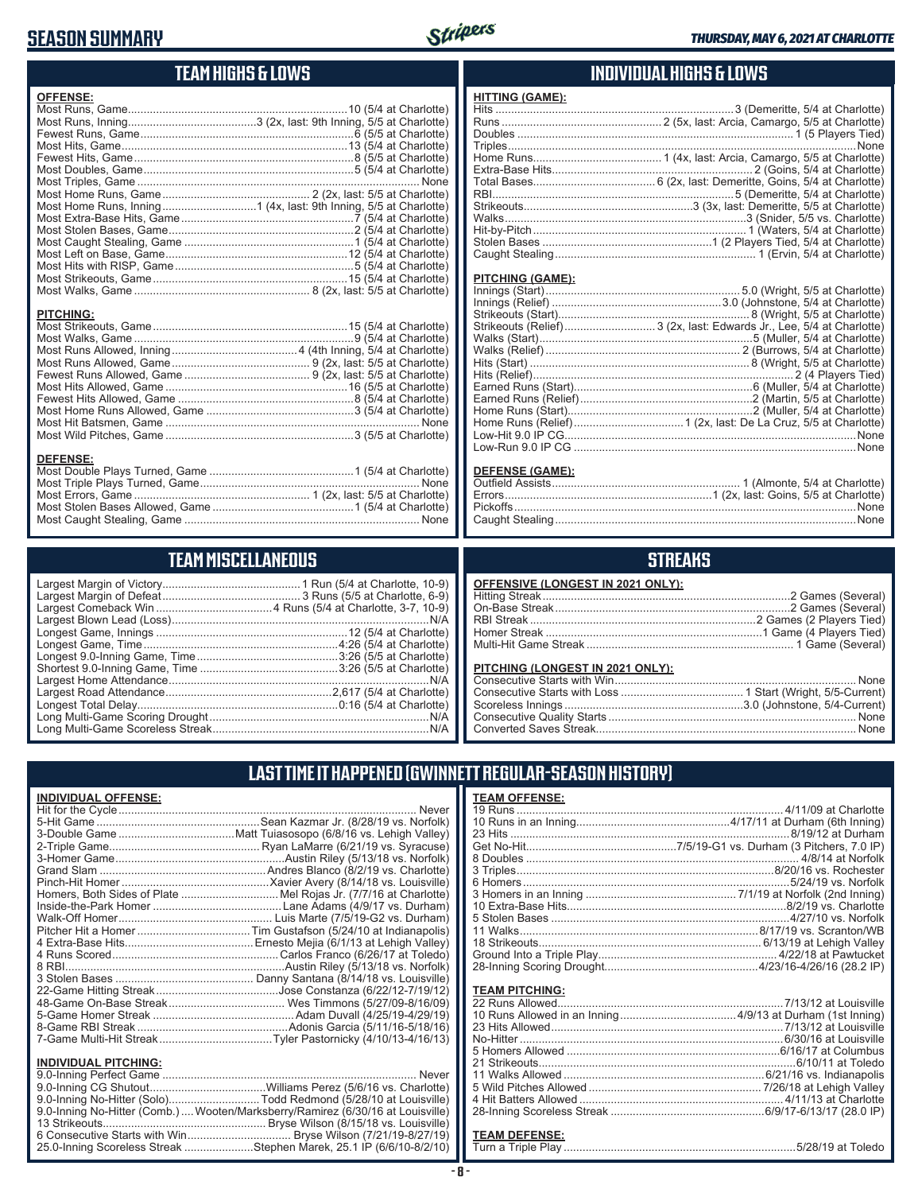# SEASON SUMMARY

*THURSDAY, MAY 6, 2021 AT CHARLOTTE*

## TEAM HIGHS & LOWS

**OFFENSE:**

| | |
|---|---|
| Most Runs, Game | 10 (5/4 at Charlotte) |
| Most Runs, Inning | 3 (2x, last: 9th Inning, 5/5 at Charlotte) |
| Fewest Runs, Game | 6 (5/5 at Charlotte) |
| Most Hits, Game | 13 (5/4 at Charlotte) |
| Fewest Hits, Game | 8 (5/5 at Charlotte) |
| Most Doubles, Game | 5 (5/4 at Charlotte) |
| Most Triples, Game | None |
| Most Home Runs, Game | 2 (2x, last: 5/5 at Charlotte) |
| Most Home Runs, Inning | 1 (4x, last: 9th Inning, 5/5 at Charlotte) |
| Most Extra-Base Hits, Game | 7 (5/4 at Charlotte) |
| Most Stolen Bases, Game | 2 (5/4 at Charlotte) |
| Most Caught Stealing, Game | 1 (5/4 at Charlotte) |
| Most Left on Base, Game | 12 (5/4 at Charlotte) |
| Most Hits with RISP, Game | 5 (5/4 at Charlotte) |
| Most Strikeouts, Game | 15 (5/4 at Charlotte) |
| Most Walks, Game | 8 (2x, last: 5/5 at Charlotte) |

**PITCHING:**

| | |
|---|---|
| Most Strikeouts, Game | 15 (5/4 at Charlotte) |
| Most Walks, Game | 9 (5/4 at Charlotte) |
| Most Runs Allowed, Inning | 4 (4th Inning, 5/4 at Charlotte) |
| Most Runs Allowed, Game | 9 (2x, last: 5/5 at Charlotte) |
| Fewest Runs Allowed, Game | 9 (2x, last: 5/5 at Charlotte) |
| Most Hits Allowed, Game | 16 (5/5 at Charlotte) |
| Fewest Hits Allowed, Game | 8 (5/4 at Charlotte) |
| Most Home Runs Allowed, Game | 3 (5/4 at Charlotte) |
| Most Hit Batsmen, Game | None |
| Most Wild Pitches, Game | 3 (5/5 at Charlotte) |

**DEFENSE:**

| | |
|---|---|
| Most Double Plays Turned, Game | 1 (5/4 at Charlotte) |
| Most Triple Plays Turned, Game | None |
| Most Errors, Game | 1 (2x, last: 5/5 at Charlotte) |
| Most Stolen Bases Allowed, Game | 1 (5/4 at Charlotte) |
| Most Caught Stealing, Game | None |

## INDIVIDUAL HIGHS & LOWS

**HITTING (GAME):**

| | |
|---|---|
| Hits | 3 (Demeritte, 5/4 at Charlotte) |
| Runs | 2 (5x, last: Arcia, Camargo, 5/5 at Charlotte) |
| Doubles | 1 (5 Players Tied) |
| Triples | None |
| Home Runs | 1 (4x, last: Arcia, Camargo, 5/5 at Charlotte) |
| Extra-Base Hits | 2 (Goins, 5/4 at Charlotte) |
| Total Bases | 6 (2x, last: Demeritte, Goins, 5/4 at Charlotte) |
| RBI | 5 (Demeritte, 5/4 at Charlotte) |
| Strikeouts | 3 (3x, last: Demeritte, 5/5 at Charlotte) |
| Walks | 3 (Snider, 5/5 vs. Charlotte) |
| Hit-by-Pitch | 1 (Waters, 5/4 at Charlotte) |
| Stolen Bases | 1 (2 Players Tied, 5/4 at Charlotte) |
| Caught Stealing | 1 (Ervin, 5/4 at Charlotte) |

**PITCHING (GAME):**

| | |
|---|---|
| Innings (Start) | 5.0 (Wright, 5/5 at Charlotte) |
| Innings (Relief) | 3.0 (Johnstone, 5/4 at Charlotte) |
| Strikeouts (Start) | 8 (Wright, 5/5 at Charlotte) |
| Strikeouts (Relief) | 3 (2x, last: Edwards Jr., Lee, 5/4 at Charlotte) |
| Walks (Start) | 5 (Muller, 5/4 at Charlotte) |
| Walks (Relief) | 2 (Burrows, 5/4 at Charlotte) |
| Hits (Start) | 8 (Wright, 5/5 at Charlotte) |
| Hits (Relief) | 2 (4 Players Tied) |
| Earned Runs (Start) | 6 (Muller, 5/4 at Charlotte) |
| Earned Runs (Relief) | 2 (Martin, 5/5 at Charlotte) |
| Home Runs (Start) | 2 (Muller, 5/4 at Charlotte) |
| Home Runs (Relief) | 1 (2x, last: De La Cruz, 5/5 at Charlotte) |
| Low-Hit 9.0 IP CG | None |
| Low-Run 9.0 IP CG | None |

**DEFENSE (GAME):**

| | |
|---|---|
| Outfield Assists | 1 (Almonte, 5/4 at Charlotte) |
| Errors | 1 (2x, last: Goins, 5/5 at Charlotte) |
| Pickoffs | None |
| Caught Stealing | None |

## TEAM MISCELLANEOUS

| | |
|---|---|
| Largest Margin of Victory | 1 Run (5/4 at Charlotte, 10-9) |
| Largest Margin of Defeat | 3 Runs (5/5 at Charlotte, 6-9) |
| Largest Comeback Win | 4 Runs (5/4 at Charlotte, 3-7, 10-9) |
| Largest Blown Lead (Loss) | N/A |
| Longest Game, Innings | 12 (5/4 at Charlotte) |
| Longest Game, Time | 4:26 (5/4 at Charlotte) |
| Longest 9.0-Inning Game, Time | 3:26 (5/5 at Charlotte) |
| Shortest 9.0-Inning Game, Time | 3:26 (5/5 at Charlotte) |
| Largest Home Attendance | N/A |
| Largest Road Attendance | 2,617 (5/4 at Charlotte) |
| Longest Total Delay | 0:16 (5/4 at Charlotte) |
| Long Multi-Game Scoring Drought | N/A |
| Long Multi-Game Scoreless Streak | N/A |

## STREAKS

**OFFENSIVE (LONGEST IN 2021 ONLY):**

| | |
|---|---|
| Hitting Streak | 2 Games (Several) |
| On-Base Streak | 2 Games (Several) |
| RBI Streak | 2 Games (2 Players Tied) |
| Homer Streak | 1 Game (4 Players Tied) |
| Multi-Hit Game Streak | 1 Game (Several) |

**PITCHING (LONGEST IN 2021 ONLY):**

| | |
|---|---|
| Consecutive Starts with Win | None |
| Consecutive Starts with Loss | 1 Start (Wright, 5/5-Current) |
| Scoreless Innings | 3.0 (Johnstone, 5/4-Current) |
| Consecutive Quality Starts | None |
| Converted Saves Streak | None |

## LAST TIME IT HAPPENED (GWINNETT REGULAR-SEASON HISTORY)

**INDIVIDUAL OFFENSE:**

| | |
|---|---|
| Hit for the Cycle | Never |
| 5-Hit Game | Sean Kazmar Jr. (8/28/19 vs. Norfolk) |
| 3-Double Game | Matt Tuiasosopo (6/8/16 vs. Lehigh Valley) |
| 2-Triple Game | Ryan LaMarre (6/21/19 vs. Syracuse) |
| 3-Homer Game | Austin Riley (5/13/18 vs. Norfolk) |
| Grand Slam | Andres Blanco (8/2/19 vs. Charlotte) |
| Pinch-Hit Homer | Xavier Avery (8/14/18 vs. Louisville) |
| Homers, Both Sides of Plate | Mel Rojas Jr. (7/7/16 at Charlotte) |
| Inside-the-Park Homer | Lane Adams (4/9/17 vs. Durham) |
| Walk-Off Homer | Luis Marte (7/5/19-G2 vs. Durham) |
| Pitcher Hit a Homer | Tim Gustafson (5/24/10 at Indianapolis) |
| 4 Extra-Base Hits | Ernesto Mejia (6/1/13 at Lehigh Valley) |
| 4 Runs Scored | Carlos Franco (6/26/17 at Toledo) |
| 8 RBI | Austin Riley (5/13/18 vs. Norfolk) |
| 3 Stolen Bases | Danny Santana (8/14/18 vs. Louisville) |
| 22-Game Hitting Streak | Jose Constanza (6/22/12-7/19/12) |
| 48-Game On-Base Streak | Wes Timmons (5/27/09-8/16/09) |
| 5-Game Homer Streak | Adam Duvall (4/25/19-4/29/19) |
| 8-Game RBI Streak | Adonis Garcia (5/11/16-5/18/16) |
| 7-Game Multi-Hit Streak | Tyler Pastornicky (4/10/13-4/16/13) |

**INDIVIDUAL PITCHING:**

| | |
|---|---|
| 9.0-Inning Perfect Game | Never |
| 9.0-Inning CG Shutout | Williams Perez (5/6/16 vs. Charlotte) |
| 9.0-Inning No-Hitter (Solo) | Todd Redmond (5/28/10 at Louisville) |
| 9.0-Inning No-Hitter (Comb.) | Wooten/Marksberry/Ramirez (6/30/16 at Louisville) |
| 13 Strikeouts | Bryse Wilson (8/15/18 vs. Louisville) |
| 6 Consecutive Starts with Win | Bryse Wilson (7/21/19-8/27/19) |
| 25.0-Inning Scoreless Streak | Stephen Marek, 25.1 IP (6/6/10-8/2/10) |

**TEAM OFFENSE:**

| | |
|---|---|
| 19 Runs | 4/11/09 at Charlotte |
| 10 Runs in an Inning | 4/17/11 at Durham (6th Inning) |
| 23 Hits | 8/19/12 at Durham |
| Get No-Hit | 7/5/19-G1 vs. Durham (3 Pitchers, 7.0 IP) |
| 8 Doubles | 4/8/14 at Norfolk |
| 3 Triples | 8/20/16 vs. Rochester |
| 6 Homers | 5/24/19 vs. Norfolk |
| 3 Homers in an Inning | 7/1/19 at Norfolk (2nd Inning) |
| 10 Extra-Base Hits | 8/2/19 vs. Charlotte |
| 5 Stolen Bases | 4/27/10 vs. Norfolk |
| 11 Walks | 8/17/19 vs. Scranton/WB |
| 18 Strikeouts | 6/13/19 at Lehigh Valley |
| Ground Into a Triple Play | 4/22/18 at Pawtucket |
| 28-Inning Scoring Drought | 4/23/16-4/26/16 (28.2 IP) |

**TEAM PITCHING:**

| | |
|---|---|
| 22 Runs Allowed | 7/13/12 at Louisville |
| 10 Runs Allowed in an Inning | 4/9/13 at Durham (1st Inning) |
| 23 Hits Allowed | 7/13/12 at Louisville |
| No-Hitter | 6/30/16 at Louisville |
| 5 Homers Allowed | 6/16/17 at Columbus |
| 21 Strikeouts | 6/10/11 at Toledo |
| 11 Walks Allowed | 6/21/16 vs. Indianapolis |
| 5 Wild Pitches Allowed | 7/26/18 at Lehigh Valley |
| 4 Hit Batters Allowed | 4/11/13 at Charlotte |
| 28-Inning Scoreless Streak | 6/9/17-6/13/17 (28.0 IP) |

**TEAM DEFENSE:**

| | |
|---|---|
| Turn a Triple Play | 5/28/19 at Toledo |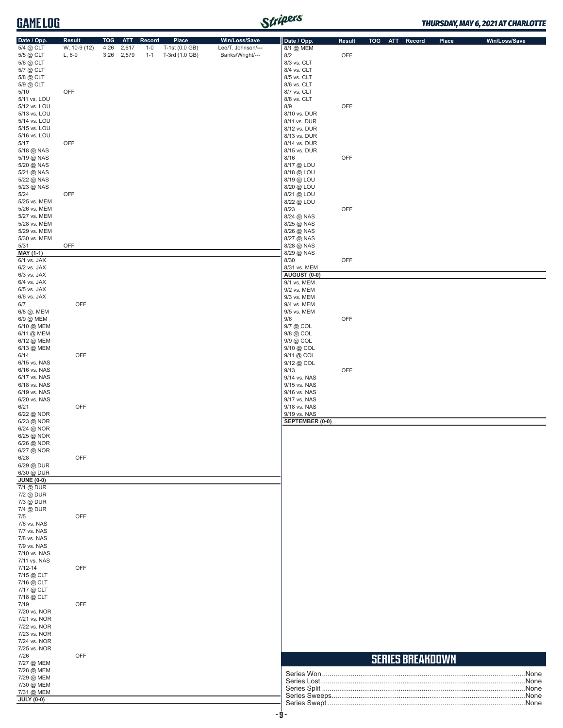# GAME LOG

*THURSDAY, MAY 6, 2021 AT CHARLOTTE*

| Date / Opp. | Result | TOG | ATT | Record | Place | Win/Loss/Save |
|---|---|---|---|---|---|---|
| 5/4 @ CLT | W, 10-9 (12) | 4:26 | 2,617 | 1-0 | T-1st (0.0 GB) | Lee/T. Johnson/--- |
| 5/5 @ CLT | L, 6-9 | 3:26 | 2,579 | 1-1 | T-3rd (1.0 GB) | Banks/Wright/--- |
| 5/6 @ CLT | | | | | | |
| 5/7 @ CLT | | | | | | |
| 5/8 @ CLT | | | | | | |
| 5/9 @ CLT | | | | | | |
| 5/10 | OFF | | | | | |
| 5/11 vs. LOU | | | | | | |
| 5/12 vs. LOU | | | | | | |
| 5/13 vs. LOU | | | | | | |
| 5/14 vs. LOU | | | | | | |
| 5/15 vs. LOU | | | | | | |
| 5/16 vs. LOU | | | | | | |
| 5/17 | OFF | | | | | |
| 5/18 @ NAS | | | | | | |
| 5/19 @ NAS | | | | | | |
| 5/20 @ NAS | | | | | | |
| 5/21 @ NAS | | | | | | |
| 5/22 @ NAS | | | | | | |
| 5/23 @ NAS | | | | | | |
| 5/24 | OFF | | | | | |
| 5/25 vs. MEM | | | | | | |
| 5/26 vs. MEM | | | | | | |
| 5/27 vs. MEM | | | | | | |
| 5/28 vs. MEM | | | | | | |
| 5/29 vs. MEM | | | | | | |
| 5/30 vs. MEM | | | | | | |
| 5/31 | OFF | | | | | |
| **MAY (1-1)** | | | | | | |
| 6/1 vs. JAX | | | | | | |
| 6/2 vs. JAX | | | | | | |
| 6/3 vs. JAX | | | | | | |
| 6/4 vs. JAX | | | | | | |
| 6/5 vs. JAX | | | | | | |
| 6/6 vs. JAX | | | | | | |
| 6/7 | OFF | | | | | |
| 6/8 @. MEM | | | | | | |
| 6/9 @ MEM | | | | | | |
| 6/10 @ MEM | | | | | | |
| 6/11 @ MEM | | | | | | |
| 6/12 @ MEM | | | | | | |
| 6/13 @ MEM | | | | | | |
| 6/14 | OFF | | | | | |
| 6/15 vs. NAS | | | | | | |
| 6/16 vs. NAS | | | | | | |
| 6/17 vs. NAS | | | | | | |
| 6/18 vs. NAS | | | | | | |
| 6/19 vs. NAS | | | | | | |
| 6/20 vs. NAS | | | | | | |
| 6/21 | OFF | | | | | |
| 6/22 @ NOR | | | | | | |
| 6/23 @ NOR | | | | | | |
| 6/24 @ NOR | | | | | | |
| 6/25 @ NOR | | | | | | |
| 6/26 @ NOR | | | | | | |
| 6/27 @ NOR | | | | | | |
| 6/28 | OFF | | | | | |
| 6/29 @ DUR | | | | | | |
| 6/30 @ DUR | | | | | | |
| **JUNE (0-0)** | | | | | | |
| 7/1 @ DUR | | | | | | |
| 7/2 @ DUR | | | | | | |
| 7/3 @ DUR | | | | | | |
| 7/4 @ DUR | | | | | | |
| 7/5 | OFF | | | | | |
| 7/6 vs. NAS | | | | | | |
| 7/7 vs. NAS | | | | | | |
| 7/8 vs. NAS | | | | | | |
| 7/9 vs. NAS | | | | | | |
| 7/10 vs. NAS | | | | | | |
| 7/11 vs. NAS | | | | | | |
| 7/12-14 | OFF | | | | | |
| 7/15 @ CLT | | | | | | |
| 7/16 @ CLT | | | | | | |
| 7/17 @ CLT | | | | | | |
| 7/18 @ CLT | | | | | | |
| 7/19 | OFF | | | | | |
| 7/20 vs. NOR | | | | | | |
| 7/21 vs. NOR | | | | | | |
| 7/22 vs. NOR | | | | | | |
| 7/23 vs. NOR | | | | | | |
| 7/24 vs. NOR | | | | | | |
| 7/25 vs. NOR | | | | | | |
| 7/26 | OFF | | | | | |
| 7/27 @ MEM | | | | | | |
| 7/28 @ MEM | | | | | | |
| 7/29 @ MEM | | | | | | |
| 7/30 @ MEM | | | | | | |
| 7/31 @ MEM | | | | | | |
| **JULY (0-0)** | | | | | | |

| Date / Opp. | Result | TOG | ATT | Record | Place | Win/Loss/Save |
|---|---|---|---|---|---|---|
| 8/1 @ MEM | | | | | | |
| 8/2 | OFF | | | | | |
| 8/3 vs. CLT | | | | | | |
| 8/4 vs. CLT | | | | | | |
| 8/5 vs. CLT | | | | | | |
| 8/6 vs. CLT | | | | | | |
| 8/7 vs. CLT | | | | | | |
| 8/8 vs. CLT | | | | | | |
| 8/9 | OFF | | | | | |
| 8/10 vs. DUR | | | | | | |
| 8/11 vs. DUR | | | | | | |
| 8/12 vs. DUR | | | | | | |
| 8/13 vs. DUR | | | | | | |
| 8/14 vs. DUR | | | | | | |
| 8/15 vs. DUR | | | | | | |
| 8/16 | OFF | | | | | |
| 8/17 @ LOU | | | | | | |
| 8/18 @ LOU | | | | | | |
| 8/19 @ LOU | | | | | | |
| 8/20 @ LOU | | | | | | |
| 8/21 @ LOU | | | | | | |
| 8/22 @ LOU | | | | | | |
| 8/23 | OFF | | | | | |
| 8/24 @ NAS | | | | | | |
| 8/25 @ NAS | | | | | | |
| 8/26 @ NAS | | | | | | |
| 8/27 @ NAS | | | | | | |
| 8/28 @ NAS | | | | | | |
| 8/29 @ NAS | | | | | | |
| 8/30 | OFF | | | | | |
| 8/31 vs. MEM | | | | | | |
| **AUGUST (0-0)** | | | | | | |
| 9/1 vs. MEM | | | | | | |
| 9/2 vs. MEM | | | | | | |
| 9/3 vs. MEM | | | | | | |
| 9/4 vs. MEM | | | | | | |
| 9/5 vs. MEM | | | | | | |
| 9/6 | OFF | | | | | |
| 9/7 @ COL | | | | | | |
| 9/8 @ COL | | | | | | |
| 9/9 @ COL | | | | | | |
| 9/10 @ COL | | | | | | |
| 9/11 @ COL | | | | | | |
| 9/12 @ COL | | | | | | |
| 9/13 | OFF | | | | | |
| 9/14 vs. NAS | | | | | | |
| 9/15 vs. NAS | | | | | | |
| 9/16 vs. NAS | | | | | | |
| 9/17 vs. NAS | | | | | | |
| 9/18 vs. NAS | | | | | | |
| 9/19 vs. NAS | | | | | | |
| **SEPTEMBER (0-0)** | | | | | | |

## SERIES BREAKDOWN

Series Won....................None
Series Lost....................None
Series Split....................None
Series Sweeps....................None
Series Swept....................None